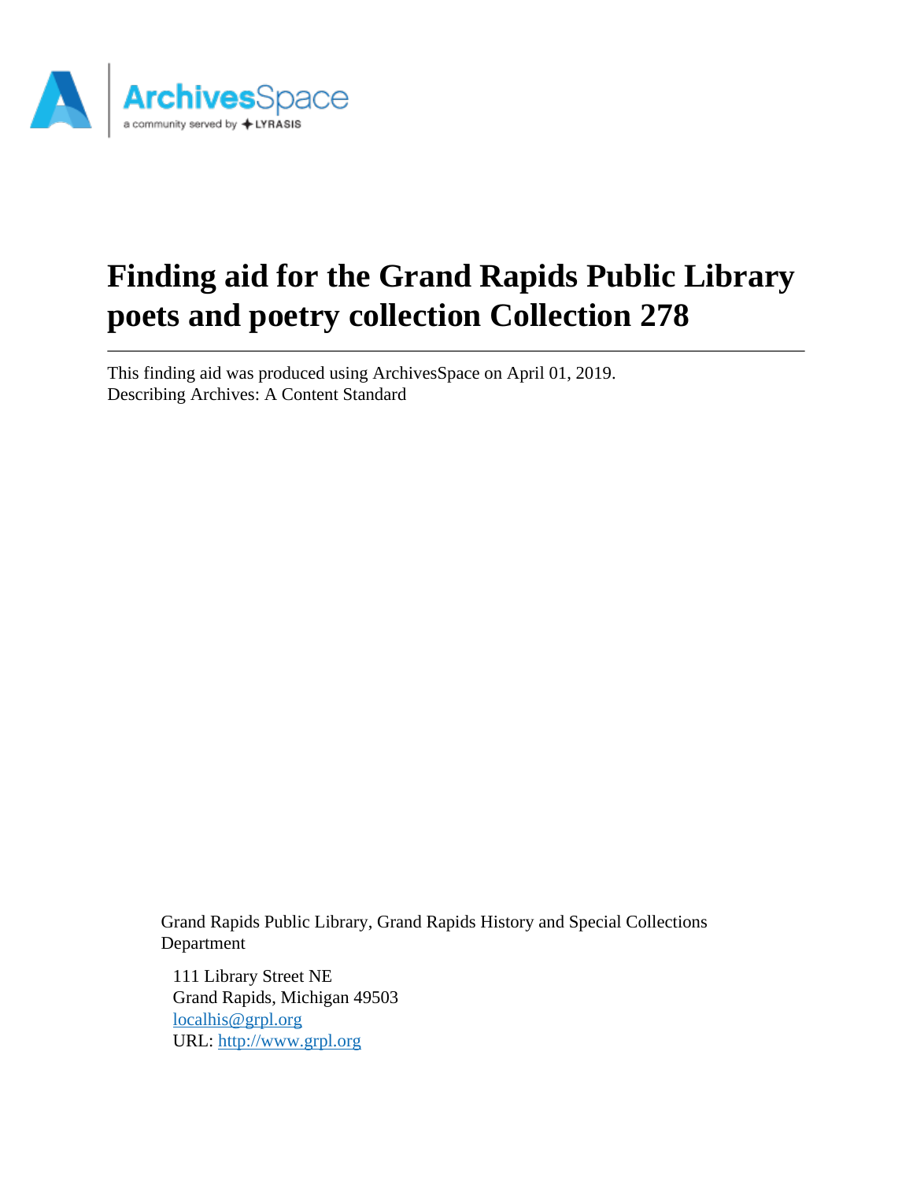# Finding aid for the Grand Rapids Public Library poets and poetry collection Collection 278

This finding aid was produced using ArchivesSpace on April 01, 2019.
Describing Archives: A Content Standard

Grand Rapids Public Library, Grand Rapids History and Special Collections Department

111 Library Street NE
Grand Rapids, Michigan 49503
localhis@grpl.org
URL: http://www.grpl.org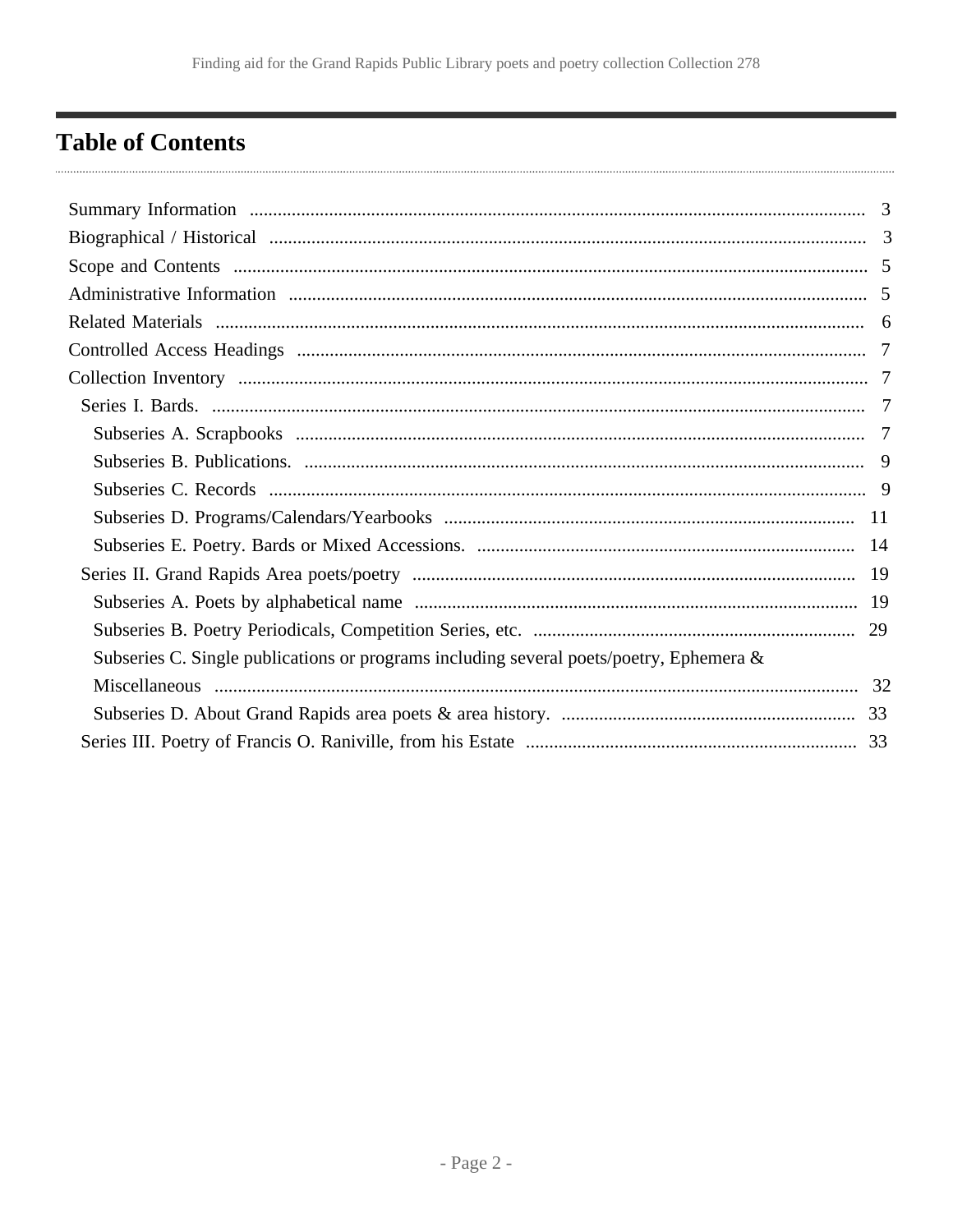## Table of Contents

- Summary Information ... 3
- Biographical / Historical ... 3
- Scope and Contents ... 5
- Administrative Information ... 5
- Related Materials ... 6
- Controlled Access Headings ... 7
- Collection Inventory ... 7
  - Series I. Bards. ... 7
    - Subseries A. Scrapbooks ... 7
    - Subseries B. Publications. ... 9
    - Subseries C. Records ... 9
    - Subseries D. Programs/Calendars/Yearbooks ... 11
    - Subseries E. Poetry. Bards or Mixed Accessions. ... 14
  - Series II. Grand Rapids Area poets/poetry ... 19
    - Subseries A. Poets by alphabetical name ... 19
    - Subseries B. Poetry Periodicals, Competition Series, etc. ... 29
    - Subseries C. Single publications or programs including several poets/poetry, Ephemera & Miscellaneous ... 32
    - Subseries D. About Grand Rapids area poets & area history. ... 33
  - Series III. Poetry of Francis O. Raniville, from his Estate ... 33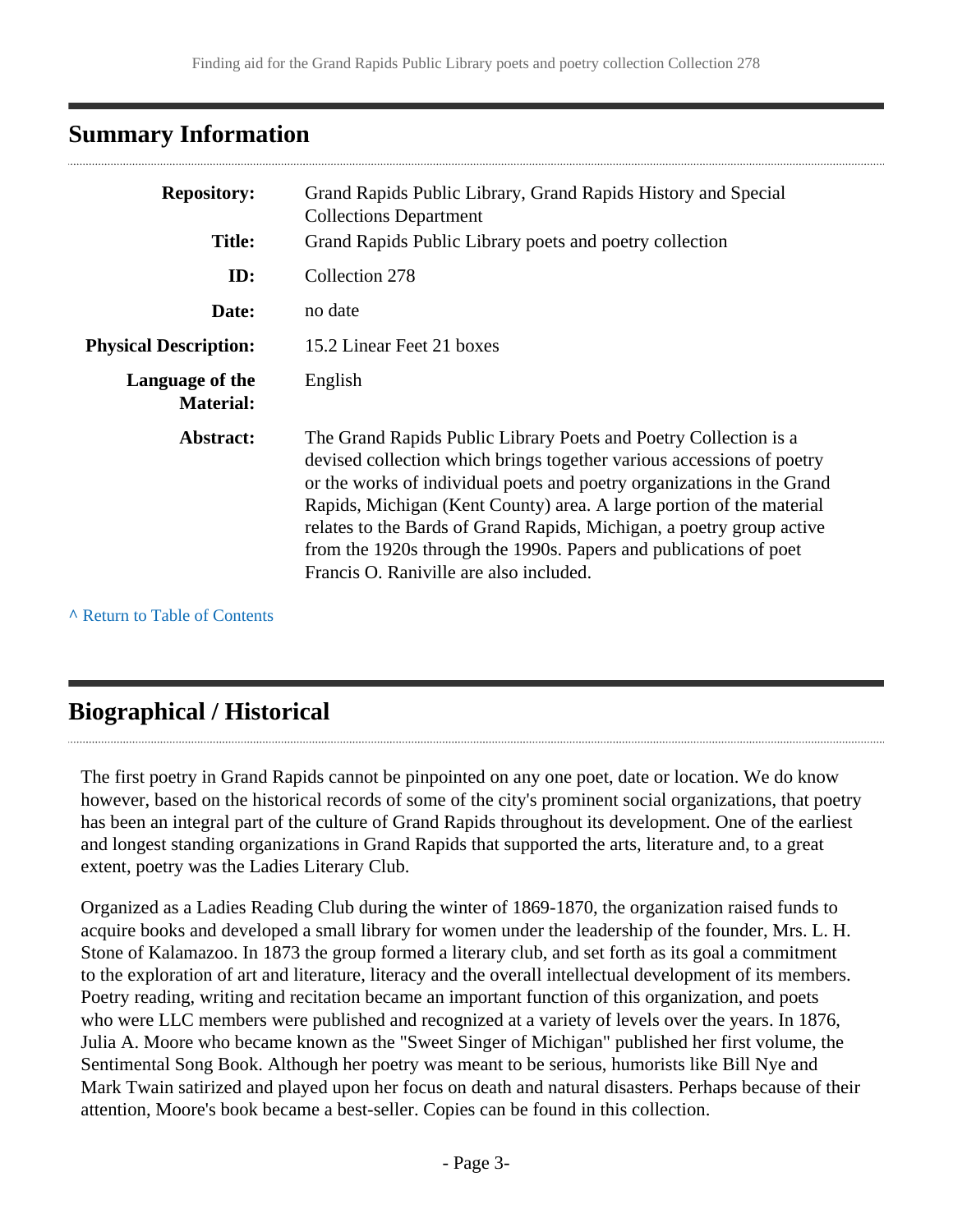## Summary Information

| | |
|---|---|
| **Repository:** | Grand Rapids Public Library, Grand Rapids History and Special Collections Department |
| **Title:** | Grand Rapids Public Library poets and poetry collection |
| **ID:** | Collection 278 |
| **Date:** | no date |
| **Physical Description:** | 15.2 Linear Feet 21 boxes |
| **Language of the Material:** | English |
| **Abstract:** | The Grand Rapids Public Library Poets and Poetry Collection is a devised collection which brings together various accessions of poetry or the works of individual poets and poetry organizations in the Grand Rapids, Michigan (Kent County) area. A large portion of the material relates to the Bards of Grand Rapids, Michigan, a poetry group active from the 1920s through the 1990s. Papers and publications of poet Francis O. Raniville are also included. |

^ Return to Table of Contents

## Biographical / Historical

The first poetry in Grand Rapids cannot be pinpointed on any one poet, date or location. We do know however, based on the historical records of some of the city's prominent social organizations, that poetry has been an integral part of the culture of Grand Rapids throughout its development. One of the earliest and longest standing organizations in Grand Rapids that supported the arts, literature and, to a great extent, poetry was the Ladies Literary Club.

Organized as a Ladies Reading Club during the winter of 1869-1870, the organization raised funds to acquire books and developed a small library for women under the leadership of the founder, Mrs. L. H. Stone of Kalamazoo. In 1873 the group formed a literary club, and set forth as its goal a commitment to the exploration of art and literature, literacy and the overall intellectual development of its members. Poetry reading, writing and recitation became an important function of this organization, and poets who were LLC members were published and recognized at a variety of levels over the years. In 1876, Julia A. Moore who became known as the "Sweet Singer of Michigan" published her first volume, the Sentimental Song Book. Although her poetry was meant to be serious, humorists like Bill Nye and Mark Twain satirized and played upon her focus on death and natural disasters. Perhaps because of their attention, Moore's book became a best-seller. Copies can be found in this collection.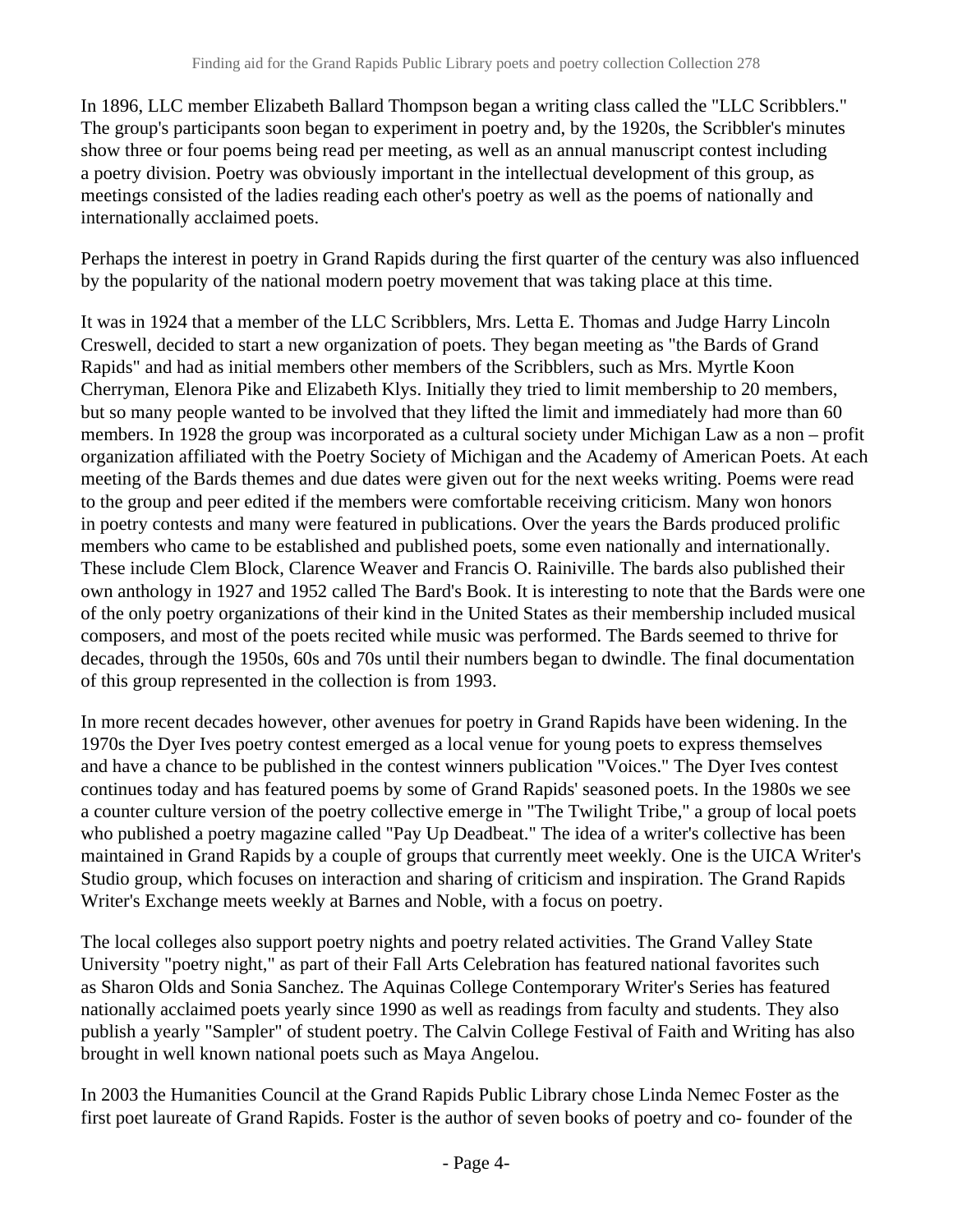In 1896, LLC member Elizabeth Ballard Thompson began a writing class called the "LLC Scribblers." The group's participants soon began to experiment in poetry and, by the 1920s, the Scribbler's minutes show three or four poems being read per meeting, as well as an annual manuscript contest including a poetry division. Poetry was obviously important in the intellectual development of this group, as meetings consisted of the ladies reading each other's poetry as well as the poems of nationally and internationally acclaimed poets.

Perhaps the interest in poetry in Grand Rapids during the first quarter of the century was also influenced by the popularity of the national modern poetry movement that was taking place at this time.

It was in 1924 that a member of the LLC Scribblers, Mrs. Letta E. Thomas and Judge Harry Lincoln Creswell, decided to start a new organization of poets. They began meeting as "the Bards of Grand Rapids" and had as initial members other members of the Scribblers, such as Mrs. Myrtle Koon Cherryman, Elenora Pike and Elizabeth Klys. Initially they tried to limit membership to 20 members, but so many people wanted to be involved that they lifted the limit and immediately had more than 60 members. In 1928 the group was incorporated as a cultural society under Michigan Law as a non – profit organization affiliated with the Poetry Society of Michigan and the Academy of American Poets. At each meeting of the Bards themes and due dates were given out for the next weeks writing. Poems were read to the group and peer edited if the members were comfortable receiving criticism. Many won honors in poetry contests and many were featured in publications. Over the years the Bards produced prolific members who came to be established and published poets, some even nationally and internationally. These include Clem Block, Clarence Weaver and Francis O. Rainiville. The bards also published their own anthology in 1927 and 1952 called The Bard's Book. It is interesting to note that the Bards were one of the only poetry organizations of their kind in the United States as their membership included musical composers, and most of the poets recited while music was performed. The Bards seemed to thrive for decades, through the 1950s, 60s and 70s until their numbers began to dwindle. The final documentation of this group represented in the collection is from 1993.

In more recent decades however, other avenues for poetry in Grand Rapids have been widening. In the 1970s the Dyer Ives poetry contest emerged as a local venue for young poets to express themselves and have a chance to be published in the contest winners publication "Voices." The Dyer Ives contest continues today and has featured poems by some of Grand Rapids' seasoned poets. In the 1980s we see a counter culture version of the poetry collective emerge in "The Twilight Tribe," a group of local poets who published a poetry magazine called "Pay Up Deadbeat." The idea of a writer's collective has been maintained in Grand Rapids by a couple of groups that currently meet weekly. One is the UICA Writer's Studio group, which focuses on interaction and sharing of criticism and inspiration. The Grand Rapids Writer's Exchange meets weekly at Barnes and Noble, with a focus on poetry.

The local colleges also support poetry nights and poetry related activities. The Grand Valley State University "poetry night," as part of their Fall Arts Celebration has featured national favorites such as Sharon Olds and Sonia Sanchez. The Aquinas College Contemporary Writer's Series has featured nationally acclaimed poets yearly since 1990 as well as readings from faculty and students. They also publish a yearly "Sampler" of student poetry. The Calvin College Festival of Faith and Writing has also brought in well known national poets such as Maya Angelou.

In 2003 the Humanities Council at the Grand Rapids Public Library chose Linda Nemec Foster as the first poet laureate of Grand Rapids. Foster is the author of seven books of poetry and co- founder of the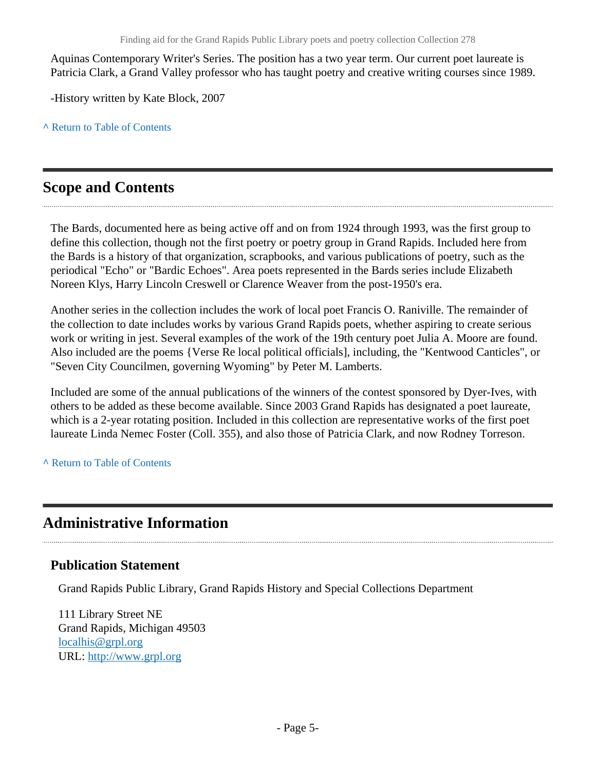Aquinas Contemporary Writer's Series. The position has a two year term. Our current poet laureate is Patricia Clark, a Grand Valley professor who has taught poetry and creative writing courses since 1989.

-History written by Kate Block, 2007

^ Return to Table of Contents

## Scope and Contents

The Bards, documented here as being active off and on from 1924 through 1993, was the first group to define this collection, though not the first poetry or poetry group in Grand Rapids. Included here from the Bards is a history of that organization, scrapbooks, and various publications of poetry, such as the periodical "Echo" or "Bardic Echoes". Area poets represented in the Bards series include Elizabeth Noreen Klys, Harry Lincoln Creswell or Clarence Weaver from the post-1950's era.

Another series in the collection includes the work of local poet Francis O. Raniville. The remainder of the collection to date includes works by various Grand Rapids poets, whether aspiring to create serious work or writing in jest. Several examples of the work of the 19th century poet Julia A. Moore are found. Also included are the poems {Verse Re local political officials], including, the "Kentwood Canticles", or "Seven City Councilmen, governing Wyoming" by Peter M. Lamberts.

Included are some of the annual publications of the winners of the contest sponsored by Dyer-Ives, with others to be added as these become available. Since 2003 Grand Rapids has designated a poet laureate, which is a 2-year rotating position. Included in this collection are representative works of the first poet laureate Linda Nemec Foster (Coll. 355), and also those of Patricia Clark, and now Rodney Torreson.

^ Return to Table of Contents

## Administrative Information

### Publication Statement

Grand Rapids Public Library, Grand Rapids History and Special Collections Department

111 Library Street NE
Grand Rapids, Michigan 49503
localhis@grpl.org
URL: http://www.grpl.org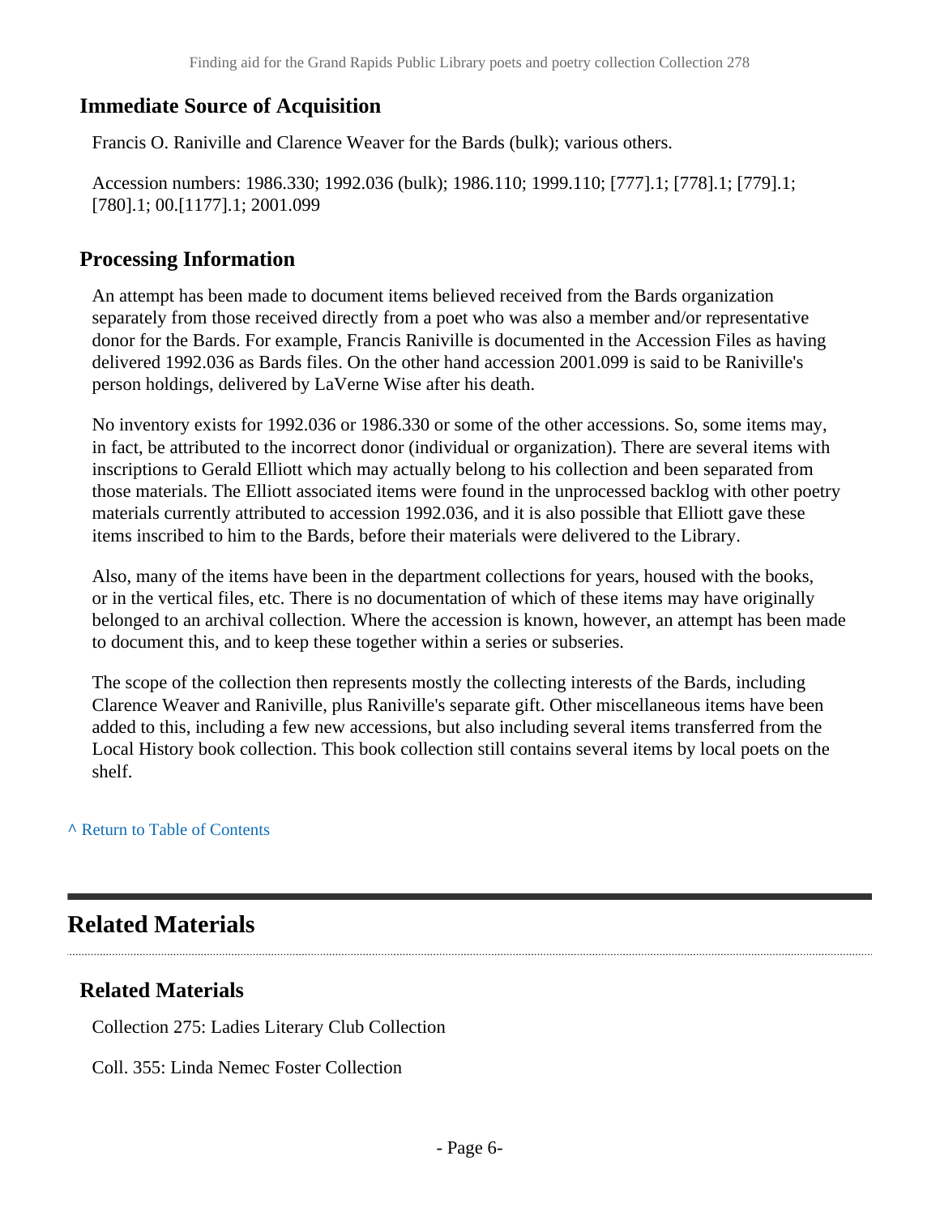### Immediate Source of Acquisition

Francis O. Raniville and Clarence Weaver for the Bards (bulk); various others.

Accession numbers: 1986.330; 1992.036 (bulk); 1986.110; 1999.110; [777].1; [778].1; [779].1; [780].1; 00.[1177].1; 2001.099

### Processing Information

An attempt has been made to document items believed received from the Bards organization separately from those received directly from a poet who was also a member and/or representative donor for the Bards. For example, Francis Raniville is documented in the Accession Files as having delivered 1992.036 as Bards files. On the other hand accession 2001.099 is said to be Raniville's person holdings, delivered by LaVerne Wise after his death.

No inventory exists for 1992.036 or 1986.330 or some of the other accessions. So, some items may, in fact, be attributed to the incorrect donor (individual or organization). There are several items with inscriptions to Gerald Elliott which may actually belong to his collection and been separated from those materials. The Elliott associated items were found in the unprocessed backlog with other poetry materials currently attributed to accession 1992.036, and it is also possible that Elliott gave these items inscribed to him to the Bards, before their materials were delivered to the Library.

Also, many of the items have been in the department collections for years, housed with the books, or in the vertical files, etc. There is no documentation of which of these items may have originally belonged to an archival collection. Where the accession is known, however, an attempt has been made to document this, and to keep these together within a series or subseries.

The scope of the collection then represents mostly the collecting interests of the Bards, including Clarence Weaver and Raniville, plus Raniville's separate gift. Other miscellaneous items have been added to this, including a few new accessions, but also including several items transferred from the Local History book collection. This book collection still contains several items by local poets on the shelf.

^ Return to Table of Contents

## Related Materials

### Related Materials

Collection 275: Ladies Literary Club Collection

Coll. 355: Linda Nemec Foster Collection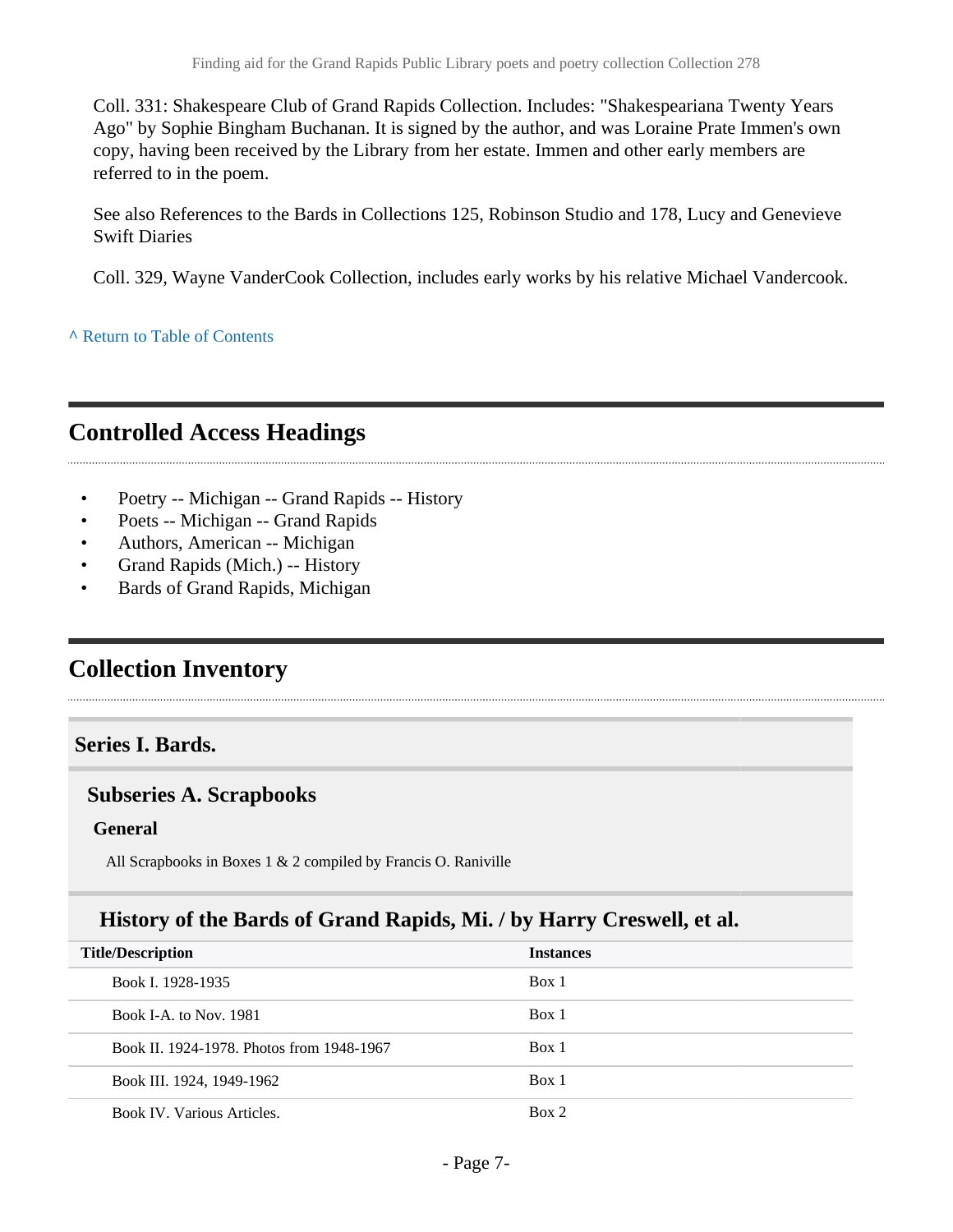Coll. 331: Shakespeare Club of Grand Rapids Collection. Includes: "Shakespeariana Twenty Years Ago" by Sophie Bingham Buchanan. It is signed by the author, and was Loraine Prate Immen's own copy, having been received by the Library from her estate. Immen and other early members are referred to in the poem.

See also References to the Bards in Collections 125, Robinson Studio and 178, Lucy and Genevieve Swift Diaries

Coll. 329, Wayne VanderCook Collection, includes early works by his relative Michael Vandercook.

^ Return to Table of Contents

## Controlled Access Headings

- Poetry -- Michigan -- Grand Rapids -- History
- Poets -- Michigan -- Grand Rapids
- Authors, American -- Michigan
- Grand Rapids (Mich.) -- History
- Bards of Grand Rapids, Michigan

## Collection Inventory

### Series I. Bards.

#### Subseries A. Scrapbooks

**General**

All Scrapbooks in Boxes 1 & 2 compiled by Francis O. Raniville

#### History of the Bards of Grand Rapids, Mi. / by Harry Creswell, et al.

| Title/Description | Instances |
|---|---|
| Book I. 1928-1935 | Box 1 |
| Book I-A. to Nov. 1981 | Box 1 |
| Book II. 1924-1978. Photos from 1948-1967 | Box 1 |
| Book III. 1924, 1949-1962 | Box 1 |
| Book IV. Various Articles. | Box 2 |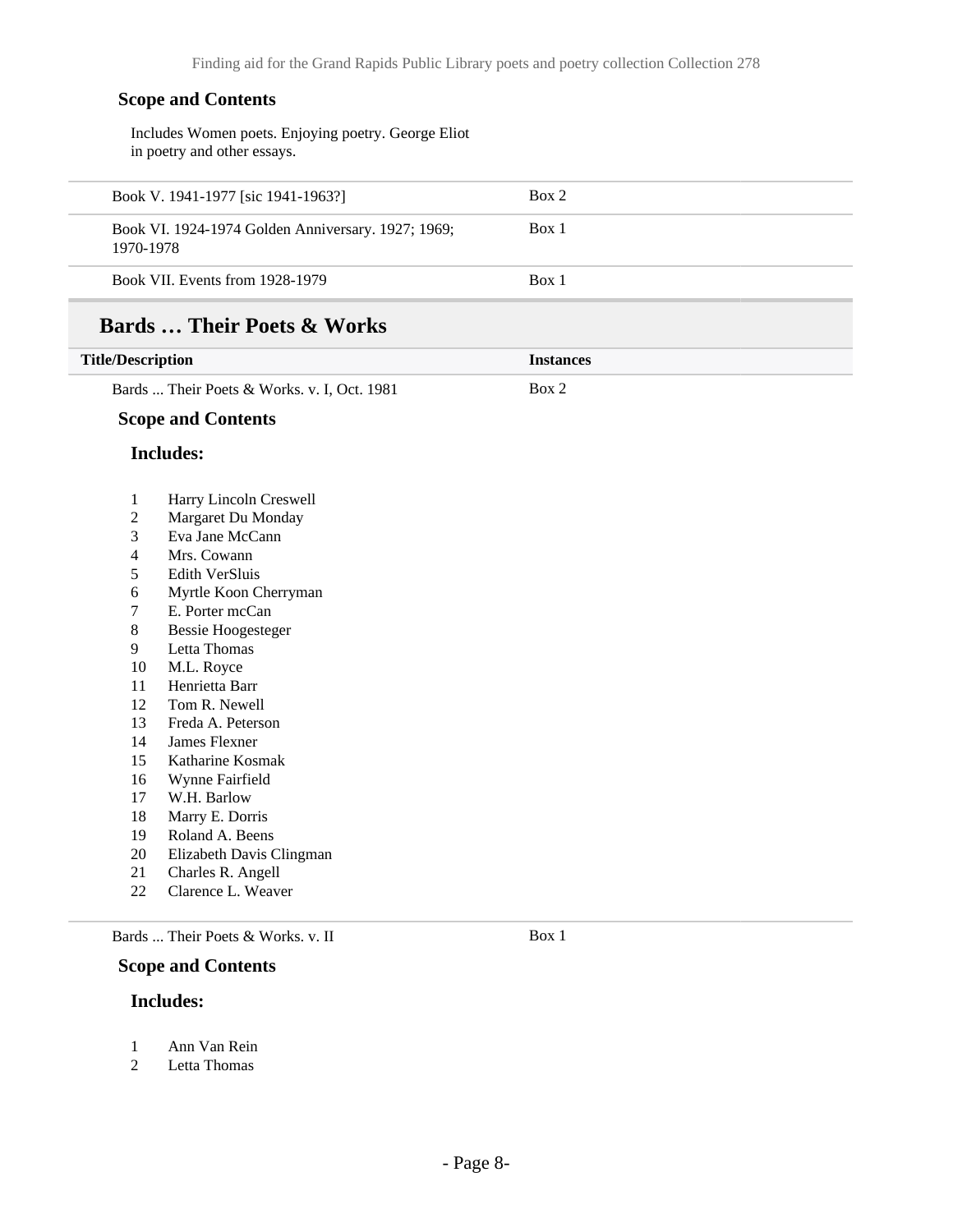#### Scope and Contents

Includes Women poets. Enjoying poetry. George Eliot in poetry and other essays.

| | |
|---|---|
| Book V. 1941-1977 [sic 1941-1963?] | Box 2 |
| Book VI. 1924-1974 Golden Anniversary. 1927; 1969; 1970-1978 | Box 1 |
| Book VII. Events from 1928-1979 | Box 1 |

## Bards … Their Poets & Works

| Title/Description | Instances |
|---|---|
| Bards ... Their Poets & Works. v. I, Oct. 1981 | Box 2 |

#### Scope and Contents

##### Includes:

1. Harry Lincoln Creswell
2. Margaret Du Monday
3. Eva Jane McCann
4. Mrs. Cowann
5. Edith VerSluis
6. Myrtle Koon Cherryman
7. E. Porter mcCan
8. Bessie Hoogesteger
9. Letta Thomas
10. M.L. Royce
11. Henrietta Barr
12. Tom R. Newell
13. Freda A. Peterson
14. James Flexner
15. Katharine Kosmak
16. Wynne Fairfield
17. W.H. Barlow
18. Marry E. Dorris
19. Roland A. Beens
20. Elizabeth Davis Clingman
21. Charles R. Angell
22. Clarence L. Weaver

| | |
|---|---|
| Bards ... Their Poets & Works. v. II | Box 1 |

#### Scope and Contents

##### Includes:

1. Ann Van Rein
2. Letta Thomas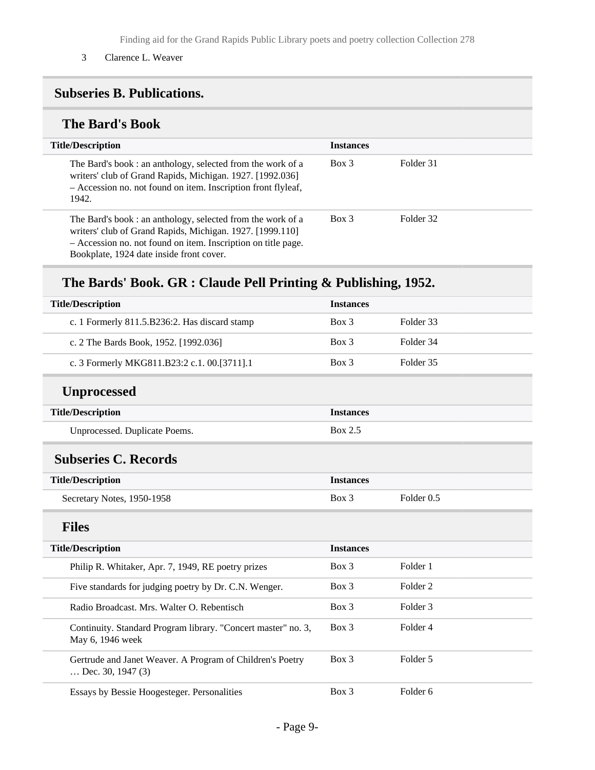3 Clarence L. Weaver

## Subseries B. Publications.

### The Bard's Book

| Title/Description | Instances | |
|---|---|---|
| The Bard's book : an anthology, selected from the work of a writers' club of Grand Rapids, Michigan. 1927. [1992.036] – Accession no. not found on item. Inscription front flyleaf, 1942. | Box 3 | Folder 31 |
| The Bard's book : an anthology, selected from the work of a writers' club of Grand Rapids, Michigan. 1927. [1999.110] – Accession no. not found on item. Inscription on title page. Bookplate, 1924 date inside front cover. | Box 3 | Folder 32 |

### The Bards' Book. GR : Claude Pell Printing & Publishing, 1952.

| Title/Description | Instances | |
|---|---|---|
| c. 1 Formerly 811.5.B236:2. Has discard stamp | Box 3 | Folder 33 |
| c. 2 The Bards Book, 1952. [1992.036] | Box 3 | Folder 34 |
| c. 3 Formerly MKG811.B23:2 c.1. 00.[3711].1 | Box 3 | Folder 35 |

### Unprocessed

| Title/Description | Instances |
|---|---|
| Unprocessed. Duplicate Poems. | Box 2.5 |

## Subseries C. Records

| Title/Description | Instances | |
|---|---|---|
| Secretary Notes, 1950-1958 | Box 3 | Folder 0.5 |

### Files

| Title/Description | Instances | |
|---|---|---|
| Philip R. Whitaker, Apr. 7, 1949, RE poetry prizes | Box 3 | Folder 1 |
| Five standards for judging poetry by Dr. C.N. Wenger. | Box 3 | Folder 2 |
| Radio Broadcast. Mrs. Walter O. Rebentisch | Box 3 | Folder 3 |
| Continuity. Standard Program library. "Concert master" no. 3, May 6, 1946 week | Box 3 | Folder 4 |
| Gertrude and Janet Weaver. A Program of Children's Poetry … Dec. 30, 1947 (3) | Box 3 | Folder 5 |
| Essays by Bessie Hoogesteger. Personalities | Box 3 | Folder 6 |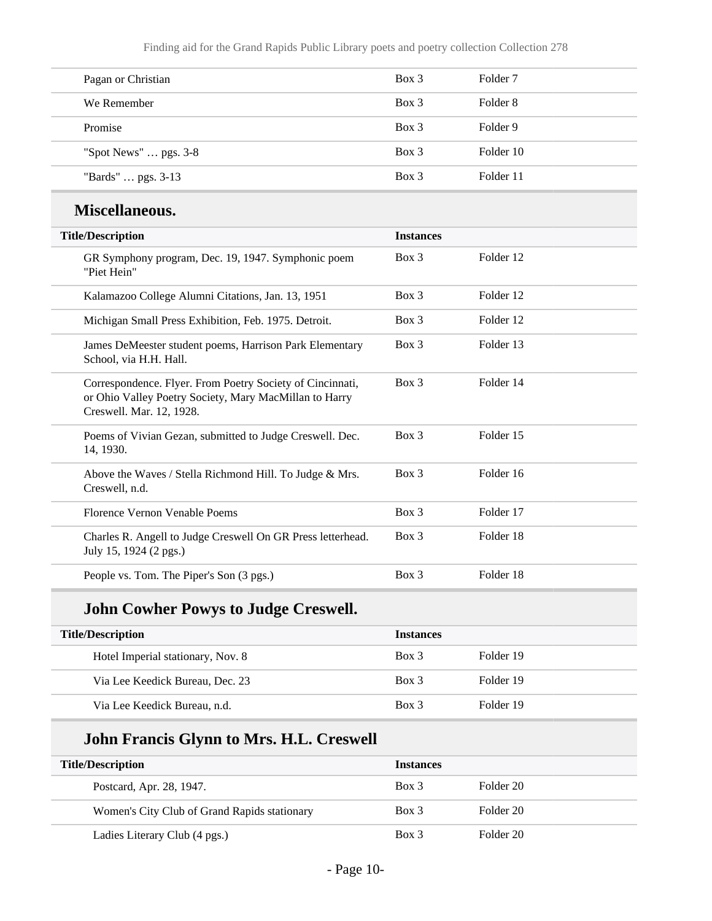| | | |
|---|---|---|
| Pagan or Christian | Box 3 | Folder 7 |
| We Remember | Box 3 | Folder 8 |
| Promise | Box 3 | Folder 9 |
| "Spot News" … pgs. 3-8 | Box 3 | Folder 10 |
| "Bards" … pgs. 3-13 | Box 3 | Folder 11 |

## Miscellaneous.

| Title/Description | Instances | |
|---|---|---|
| GR Symphony program, Dec. 19, 1947. Symphonic poem "Piet Hein" | Box 3 | Folder 12 |
| Kalamazoo College Alumni Citations, Jan. 13, 1951 | Box 3 | Folder 12 |
| Michigan Small Press Exhibition, Feb. 1975. Detroit. | Box 3 | Folder 12 |
| James DeMeester student poems, Harrison Park Elementary School, via H.H. Hall. | Box 3 | Folder 13 |
| Correspondence. Flyer. From Poetry Society of Cincinnati, or Ohio Valley Poetry Society, Mary MacMillan to Harry Creswell. Mar. 12, 1928. | Box 3 | Folder 14 |
| Poems of Vivian Gezan, submitted to Judge Creswell. Dec. 14, 1930. | Box 3 | Folder 15 |
| Above the Waves / Stella Richmond Hill. To Judge & Mrs. Creswell, n.d. | Box 3 | Folder 16 |
| Florence Vernon Venable Poems | Box 3 | Folder 17 |
| Charles R. Angell to Judge Creswell On GR Press letterhead. July 15, 1924 (2 pgs.) | Box 3 | Folder 18 |
| People vs. Tom. The Piper's Son (3 pgs.) | Box 3 | Folder 18 |

### John Cowher Powys to Judge Creswell.

| Title/Description | Instances | |
|---|---|---|
| Hotel Imperial stationary, Nov. 8 | Box 3 | Folder 19 |
| Via Lee Keedick Bureau, Dec. 23 | Box 3 | Folder 19 |
| Via Lee Keedick Bureau, n.d. | Box 3 | Folder 19 |

### John Francis Glynn to Mrs. H.L. Creswell

| Title/Description | Instances | |
|---|---|---|
| Postcard, Apr. 28, 1947. | Box 3 | Folder 20 |
| Women's City Club of Grand Rapids stationary | Box 3 | Folder 20 |
| Ladies Literary Club (4 pgs.) | Box 3 | Folder 20 |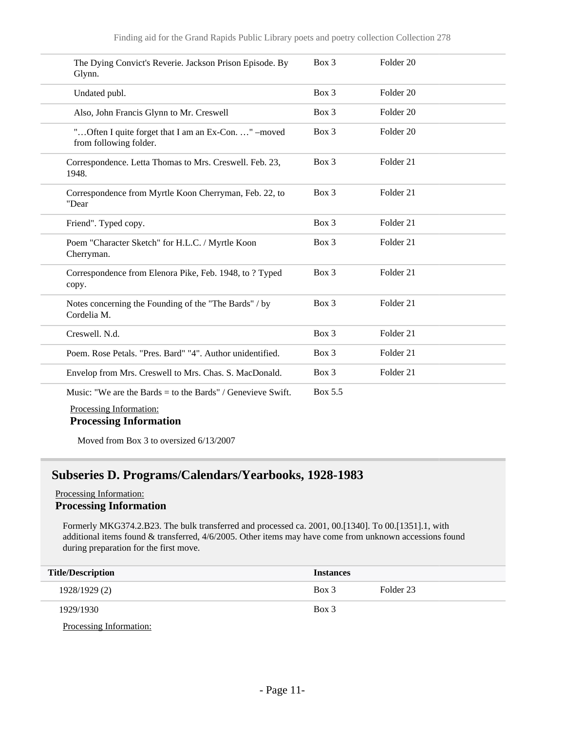| | | |
|---|---|---|
| The Dying Convict's Reverie. Jackson Prison Episode. By Glynn. | Box 3 | Folder 20 |
| Undated publ. | Box 3 | Folder 20 |
| Also, John Francis Glynn to Mr. Creswell | Box 3 | Folder 20 |
| "…Often I quite forget that I am an Ex-Con. …" –moved from following folder. | Box 3 | Folder 20 |
| Correspondence. Letta Thomas to Mrs. Creswell. Feb. 23, 1948. | Box 3 | Folder 21 |
| Correspondence from Myrtle Koon Cherryman, Feb. 22, to "Dear | Box 3 | Folder 21 |
| Friend". Typed copy. | Box 3 | Folder 21 |
| Poem "Character Sketch" for H.L.C. / Myrtle Koon Cherryman. | Box 3 | Folder 21 |
| Correspondence from Elenora Pike, Feb. 1948, to ? Typed copy. | Box 3 | Folder 21 |
| Notes concerning the Founding of the "The Bards" / by Cordelia M. | Box 3 | Folder 21 |
| Creswell. N.d. | Box 3 | Folder 21 |
| Poem. Rose Petals. "Pres. Bard" "4". Author unidentified. | Box 3 | Folder 21 |
| Envelop from Mrs. Creswell to Mrs. Chas. S. MacDonald. | Box 3 | Folder 21 |
| Music: "We are the Bards = to the Bards" / Genevieve Swift. | Box 5.5 | |

Processing Information:

**Processing Information**

Moved from Box 3 to oversized 6/13/2007

## Subseries D. Programs/Calendars/Yearbooks, 1928-1983

Processing Information:

**Processing Information**

Formerly MKG374.2.B23. The bulk transferred and processed ca. 2001, 00.[1340]. To 00.[1351].1, with additional items found & transferred, 4/6/2005. Other items may have come from unknown accessions found during preparation for the first move.

| Title/Description | Instances | |
|---|---|---|
| 1928/1929 (2) | Box 3 | Folder 23 |
| 1929/1930 | Box 3 | |

Processing Information: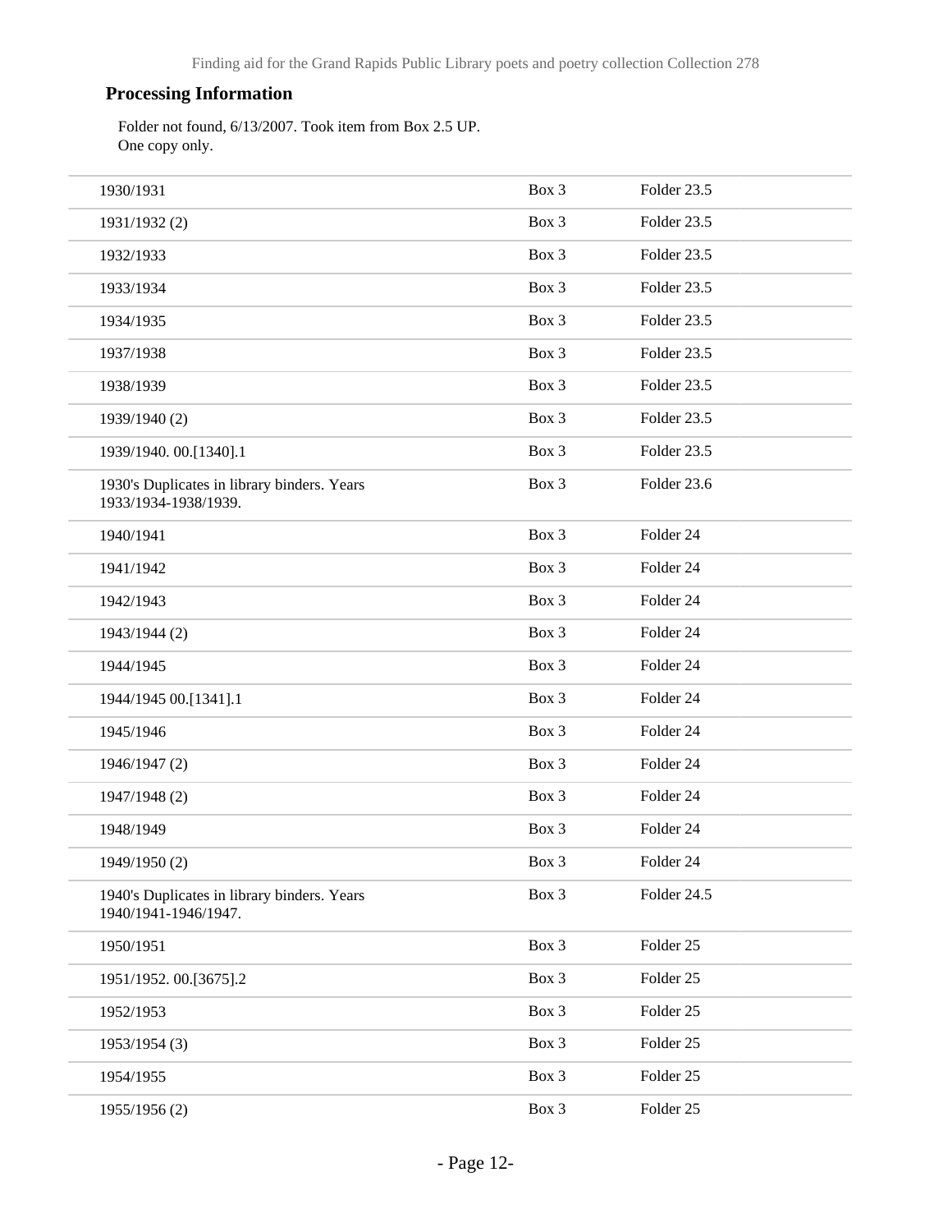## Processing Information

Folder not found, 6/13/2007. Took item from Box 2.5 UP.
One copy only.

| | | |
|---|---|---|
| 1930/1931 | Box 3 | Folder 23.5 |
| 1931/1932 (2) | Box 3 | Folder 23.5 |
| 1932/1933 | Box 3 | Folder 23.5 |
| 1933/1934 | Box 3 | Folder 23.5 |
| 1934/1935 | Box 3 | Folder 23.5 |
| 1937/1938 | Box 3 | Folder 23.5 |
| 1938/1939 | Box 3 | Folder 23.5 |
| 1939/1940 (2) | Box 3 | Folder 23.5 |
| 1939/1940. 00.[1340].1 | Box 3 | Folder 23.5 |
| 1930's Duplicates in library binders. Years 1933/1934-1938/1939. | Box 3 | Folder 23.6 |
| 1940/1941 | Box 3 | Folder 24 |
| 1941/1942 | Box 3 | Folder 24 |
| 1942/1943 | Box 3 | Folder 24 |
| 1943/1944 (2) | Box 3 | Folder 24 |
| 1944/1945 | Box 3 | Folder 24 |
| 1944/1945 00.[1341].1 | Box 3 | Folder 24 |
| 1945/1946 | Box 3 | Folder 24 |
| 1946/1947 (2) | Box 3 | Folder 24 |
| 1947/1948 (2) | Box 3 | Folder 24 |
| 1948/1949 | Box 3 | Folder 24 |
| 1949/1950 (2) | Box 3 | Folder 24 |
| 1940's Duplicates in library binders. Years 1940/1941-1946/1947. | Box 3 | Folder 24.5 |
| 1950/1951 | Box 3 | Folder 25 |
| 1951/1952. 00.[3675].2 | Box 3 | Folder 25 |
| 1952/1953 | Box 3 | Folder 25 |
| 1953/1954 (3) | Box 3 | Folder 25 |
| 1954/1955 | Box 3 | Folder 25 |
| 1955/1956 (2) | Box 3 | Folder 25 |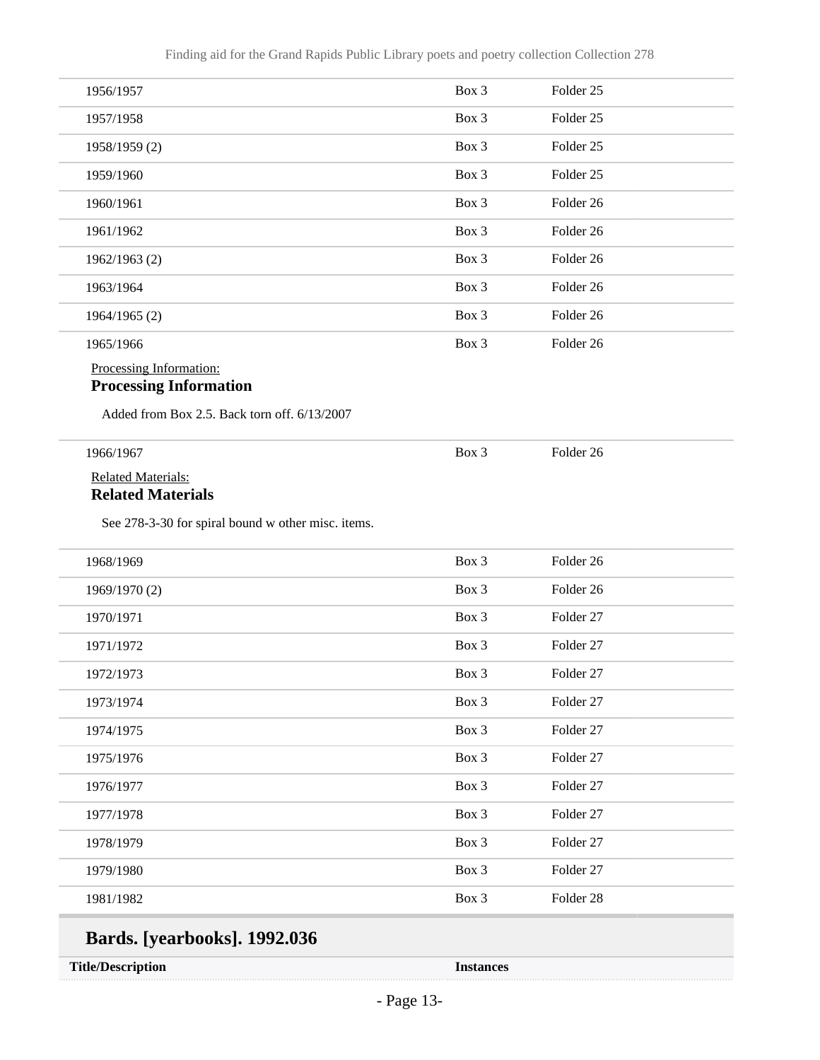| | | |
|---|---|---|
| 1956/1957 | Box 3 | Folder 25 |
| 1957/1958 | Box 3 | Folder 25 |
| 1958/1959 (2) | Box 3 | Folder 25 |
| 1959/1960 | Box 3 | Folder 25 |
| 1960/1961 | Box 3 | Folder 26 |
| 1961/1962 | Box 3 | Folder 26 |
| 1962/1963 (2) | Box 3 | Folder 26 |
| 1963/1964 | Box 3 | Folder 26 |
| 1964/1965 (2) | Box 3 | Folder 26 |
| 1965/1966 | Box 3 | Folder 26 |

Processing Information:

**Processing Information**

Added from Box 2.5. Back torn off. 6/13/2007

| | | |
|---|---|---|
| 1966/1967 | Box 3 | Folder 26 |

Related Materials:

**Related Materials**

See 278-3-30 for spiral bound w other misc. items.

| | | |
|---|---|---|
| 1968/1969 | Box 3 | Folder 26 |
| 1969/1970 (2) | Box 3 | Folder 26 |
| 1970/1971 | Box 3 | Folder 27 |
| 1971/1972 | Box 3 | Folder 27 |
| 1972/1973 | Box 3 | Folder 27 |
| 1973/1974 | Box 3 | Folder 27 |
| 1974/1975 | Box 3 | Folder 27 |
| 1975/1976 | Box 3 | Folder 27 |
| 1976/1977 | Box 3 | Folder 27 |
| 1977/1978 | Box 3 | Folder 27 |
| 1978/1979 | Box 3 | Folder 27 |
| 1979/1980 | Box 3 | Folder 27 |
| 1981/1982 | Box 3 | Folder 28 |

## Bards. [yearbooks]. 1992.036

| Title/Description | Instances |
|---|---|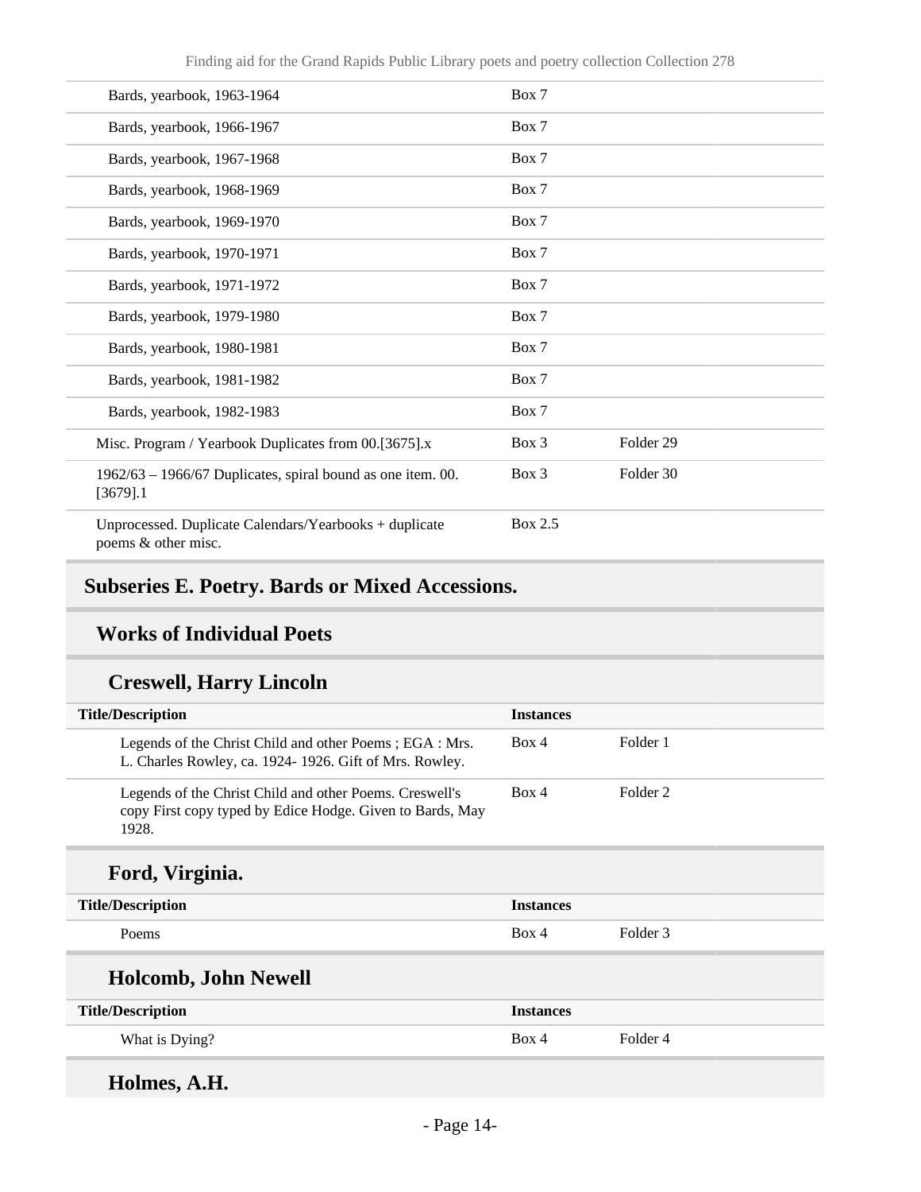| | | |
|---|---|---|
| Bards, yearbook, 1963-1964 | Box 7 | |
| Bards, yearbook, 1966-1967 | Box 7 | |
| Bards, yearbook, 1967-1968 | Box 7 | |
| Bards, yearbook, 1968-1969 | Box 7 | |
| Bards, yearbook, 1969-1970 | Box 7 | |
| Bards, yearbook, 1970-1971 | Box 7 | |
| Bards, yearbook, 1971-1972 | Box 7 | |
| Bards, yearbook, 1979-1980 | Box 7 | |
| Bards, yearbook, 1980-1981 | Box 7 | |
| Bards, yearbook, 1981-1982 | Box 7 | |
| Bards, yearbook, 1982-1983 | Box 7 | |
| Misc. Program / Yearbook Duplicates from 00.[3675].x | Box 3 | Folder 29 |
| 1962/63 – 1966/67 Duplicates, spiral bound as one item. 00.[3679].1 | Box 3 | Folder 30 |
| Unprocessed. Duplicate Calendars/Yearbooks + duplicate poems & other misc. | Box 2.5 | |

## Subseries E. Poetry. Bards or Mixed Accessions.

### Works of Individual Poets

#### Creswell, Harry Lincoln

| Title/Description | Instances | |
|---|---|---|
| Legends of the Christ Child and other Poems ; EGA : Mrs. L. Charles Rowley, ca. 1924- 1926. Gift of Mrs. Rowley. | Box 4 | Folder 1 |
| Legends of the Christ Child and other Poems. Creswell's copy First copy typed by Edice Hodge. Given to Bards, May 1928. | Box 4 | Folder 2 |

#### Ford, Virginia.

| Title/Description | Instances | |
|---|---|---|
| Poems | Box 4 | Folder 3 |

#### Holcomb, John Newell

| Title/Description | Instances | |
|---|---|---|
| What is Dying? | Box 4 | Folder 4 |

#### Holmes, A.H.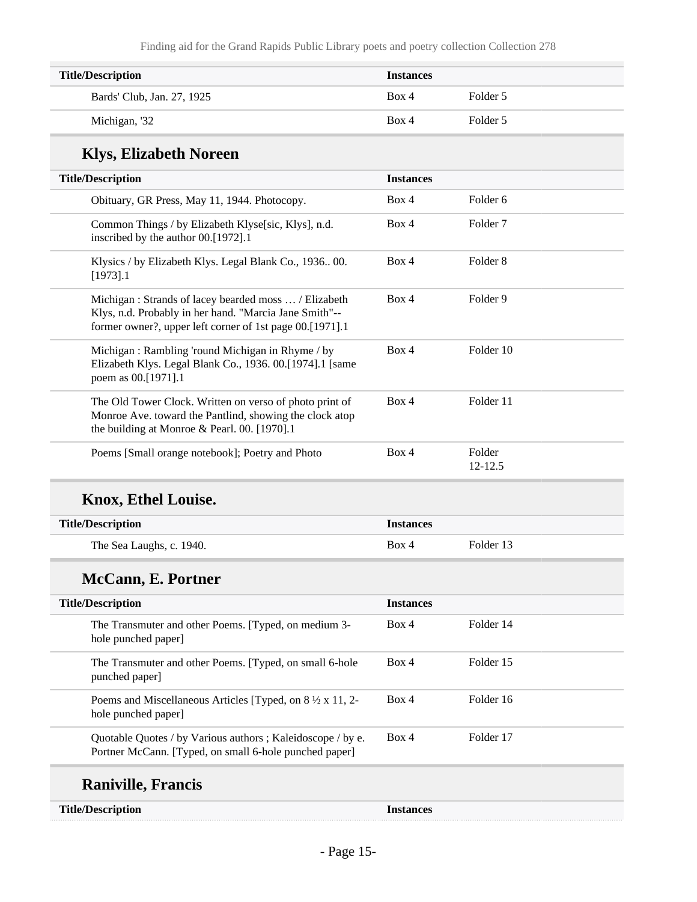| Title/Description | Instances | |
|---|---|---|
| Bards' Club, Jan. 27, 1925 | Box 4 | Folder 5 |
| Michigan, '32 | Box 4 | Folder 5 |

## Klys, Elizabeth Noreen

| Title/Description | Instances | |
|---|---|---|
| Obituary, GR Press, May 11, 1944. Photocopy. | Box 4 | Folder 6 |
| Common Things / by Elizabeth Klyse[sic, Klys], n.d. inscribed by the author 00.[1972].1 | Box 4 | Folder 7 |
| Klysics / by Elizabeth Klys. Legal Blank Co., 1936.. 00. [1973].1 | Box 4 | Folder 8 |
| Michigan : Strands of lacey bearded moss … / Elizabeth Klys, n.d. Probably in her hand. "Marcia Jane Smith"--former owner?, upper left corner of 1st page 00.[1971].1 | Box 4 | Folder 9 |
| Michigan : Rambling 'round Michigan in Rhyme / by Elizabeth Klys. Legal Blank Co., 1936. 00.[1974].1 [same poem as 00.[1971].1 | Box 4 | Folder 10 |
| The Old Tower Clock. Written on verso of photo print of Monroe Ave. toward the Pantlind, showing the clock atop the building at Monroe & Pearl. 00. [1970].1 | Box 4 | Folder 11 |
| Poems [Small orange notebook]; Poetry and Photo | Box 4 | Folder 12-12.5 |

## Knox, Ethel Louise.

| Title/Description | Instances | |
|---|---|---|
| The Sea Laughs, c. 1940. | Box 4 | Folder 13 |

## McCann, E. Portner

| Title/Description | Instances | |
|---|---|---|
| The Transmuter and other Poems. [Typed, on medium 3-hole punched paper] | Box 4 | Folder 14 |
| The Transmuter and other Poems. [Typed, on small 6-hole punched paper] | Box 4 | Folder 15 |
| Poems and Miscellaneous Articles [Typed, on 8 ½ x 11, 2-hole punched paper] | Box 4 | Folder 16 |
| Quotable Quotes / by Various authors ; Kaleidoscope / by e. Portner McCann. [Typed, on small 6-hole punched paper] | Box 4 | Folder 17 |

## Raniville, Francis

| Title/Description | Instances |
|---|---|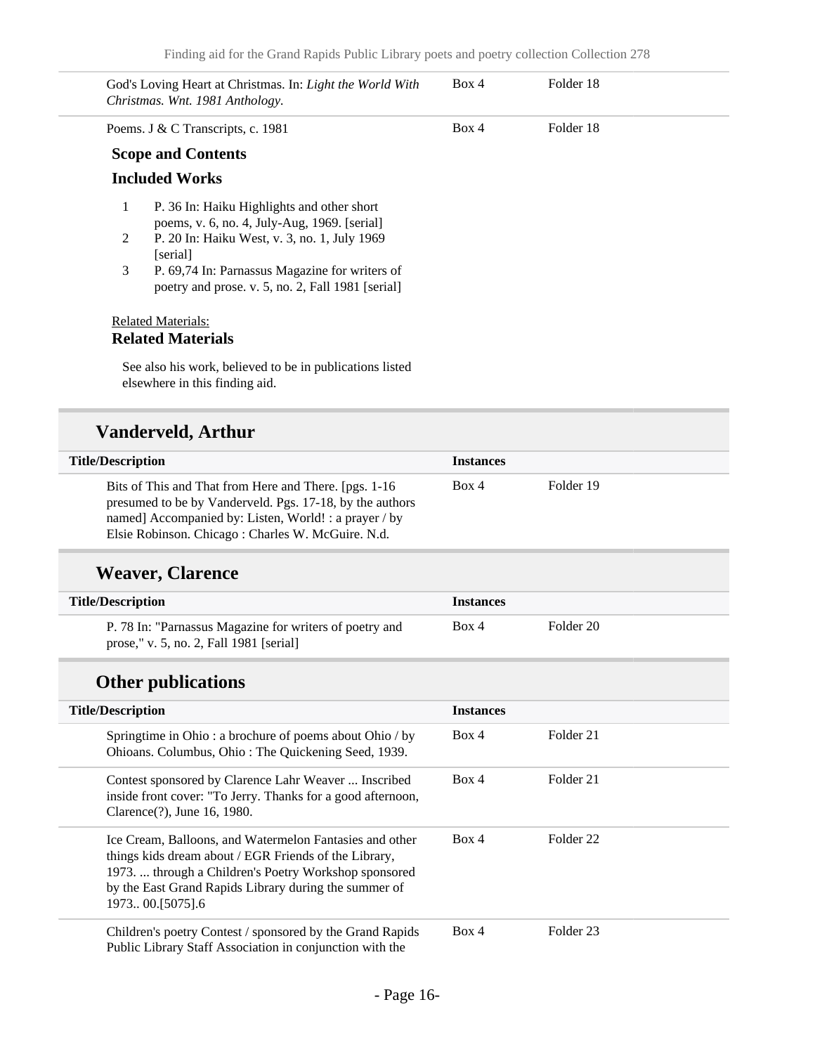| | | |
|---|---|---|
| God's Loving Heart at Christmas. In: *Light the World With Christmas. Wnt. 1981 Anthology.* | Box 4 | Folder 18 |
| Poems. J & C Transcripts, c. 1981 | Box 4 | Folder 18 |

**Scope and Contents**

**Included Works**

1. P. 36 In: Haiku Highlights and other short poems, v. 6, no. 4, July-Aug, 1969. [serial]
2. P. 20 In: Haiku West, v. 3, no. 1, July 1969 [serial]
3. P. 69,74 In: Parnassus Magazine for writers of poetry and prose. v. 5, no. 2, Fall 1981 [serial]

Related Materials:

**Related Materials**

See also his work, believed to be in publications listed elsewhere in this finding aid.

## Vanderveld, Arthur

| Title/Description | Instances | |
|---|---|---|
| Bits of This and That from Here and There. [pgs. 1-16 presumed to be by Vanderveld. Pgs. 17-18, by the authors named] Accompanied by: Listen, World! : a prayer / by Elsie Robinson. Chicago : Charles W. McGuire. N.d. | Box 4 | Folder 19 |

## Weaver, Clarence

| Title/Description | Instances | |
|---|---|---|
| P. 78 In: "Parnassus Magazine for writers of poetry and prose," v. 5, no. 2, Fall 1981 [serial] | Box 4 | Folder 20 |

## Other publications

| Title/Description | Instances | |
|---|---|---|
| Springtime in Ohio : a brochure of poems about Ohio / by Ohioans. Columbus, Ohio : The Quickening Seed, 1939. | Box 4 | Folder 21 |
| Contest sponsored by Clarence Lahr Weaver ... Inscribed inside front cover: "To Jerry. Thanks for a good afternoon, Clarence(?), June 16, 1980. | Box 4 | Folder 21 |
| Ice Cream, Balloons, and Watermelon Fantasies and other things kids dream about / EGR Friends of the Library, 1973. ... through a Children's Poetry Workshop sponsored by the East Grand Rapids Library during the summer of 1973.. 00.[5075].6 | Box 4 | Folder 22 |
| Children's poetry Contest / sponsored by the Grand Rapids Public Library Staff Association in conjunction with the | Box 4 | Folder 23 |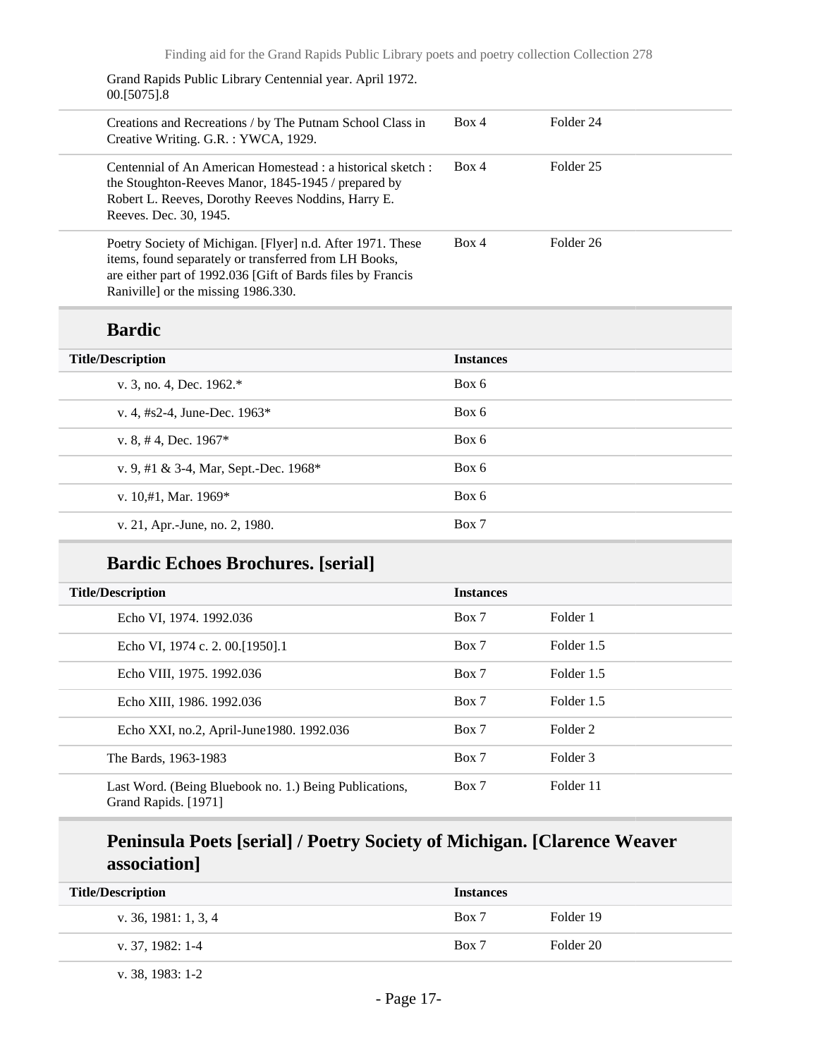| | | |
|---|---|---|
| Grand Rapids Public Library Centennial year. April 1972. 00.[5075].8 | | |
| Creations and Recreations / by The Putnam School Class in Creative Writing. G.R. : YWCA, 1929. | Box 4 | Folder 24 |
| Centennial of An American Homestead : a historical sketch : the Stoughton-Reeves Manor, 1845-1945 / prepared by Robert L. Reeves, Dorothy Reeves Noddins, Harry E. Reeves. Dec. 30, 1945. | Box 4 | Folder 25 |
| Poetry Society of Michigan. [Flyer] n.d. After 1971. These items, found separately or transferred from LH Books, are either part of 1992.036 [Gift of Bards files by Francis Raniville] or the missing 1986.330. | Box 4 | Folder 26 |

## Bardic

| Title/Description | Instances |
|---|---|
| v. 3, no. 4, Dec. 1962.* | Box 6 |
| v. 4, #s2-4, June-Dec. 1963* | Box 6 |
| v. 8, # 4, Dec. 1967* | Box 6 |
| v. 9, #1 & 3-4, Mar, Sept.-Dec. 1968* | Box 6 |
| v. 10,#1, Mar. 1969* | Box 6 |
| v. 21, Apr.-June, no. 2, 1980. | Box 7 |

## Bardic Echoes Brochures. [serial]

| Title/Description | Instances | |
|---|---|---|
| Echo VI, 1974. 1992.036 | Box 7 | Folder 1 |
| Echo VI, 1974 c. 2. 00.[1950].1 | Box 7 | Folder 1.5 |
| Echo VIII, 1975. 1992.036 | Box 7 | Folder 1.5 |
| Echo XIII, 1986. 1992.036 | Box 7 | Folder 1.5 |
| Echo XXI, no.2, April-June1980. 1992.036 | Box 7 | Folder 2 |
| The Bards, 1963-1983 | Box 7 | Folder 3 |
| Last Word. (Being Bluebook no. 1.) Being Publications, Grand Rapids. [1971] | Box 7 | Folder 11 |

## Peninsula Poets [serial] / Poetry Society of Michigan. [Clarence Weaver association]

| Title/Description | Instances | |
|---|---|---|
| v. 36, 1981: 1, 3, 4 | Box 7 | Folder 19 |
| v. 37, 1982: 1-4 | Box 7 | Folder 20 |
| v. 38, 1983: 1-2 | | |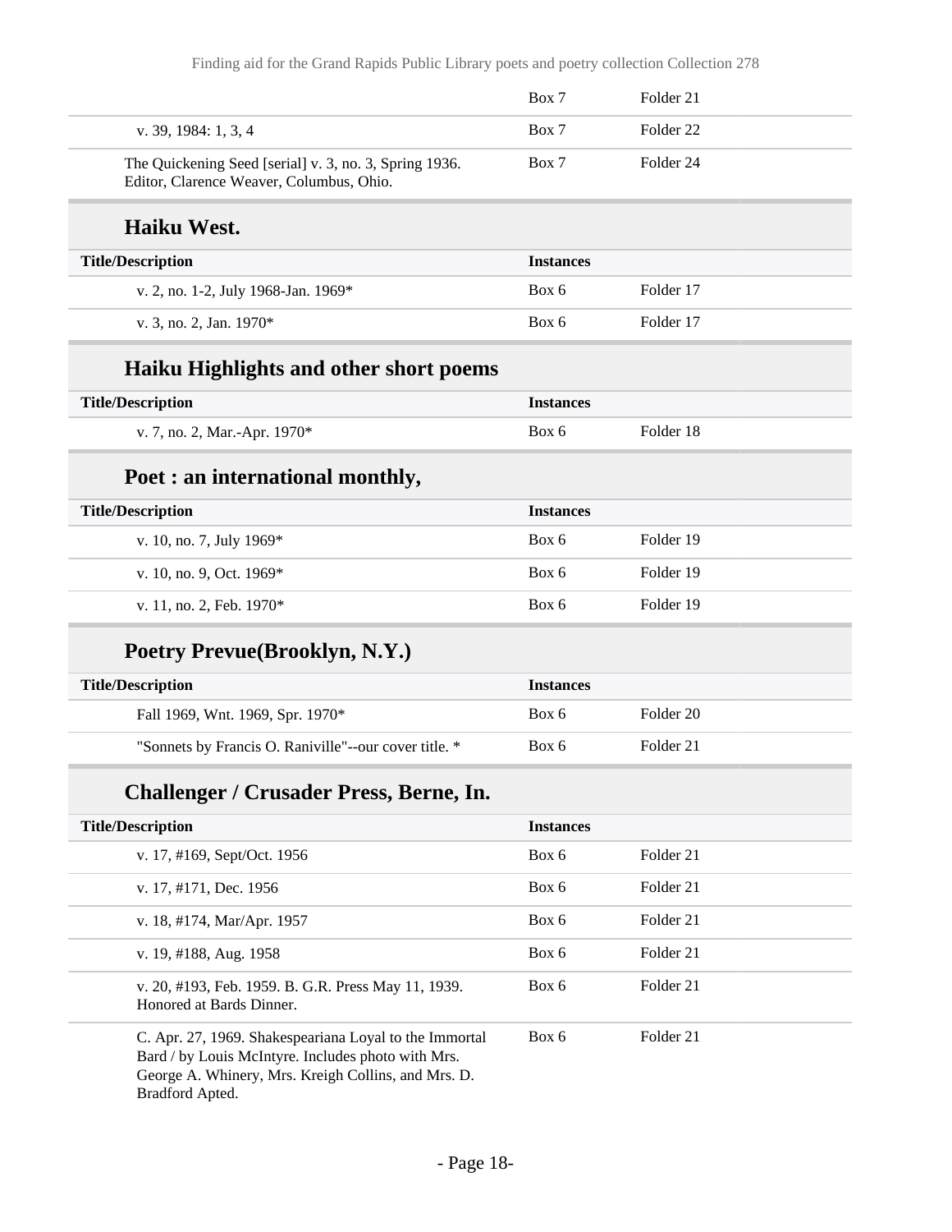| | | |
|---|---|---|
| | Box 7 | Folder 21 |
| v. 39, 1984: 1, 3, 4 | Box 7 | Folder 22 |
| The Quickening Seed [serial] v. 3, no. 3, Spring 1936. Editor, Clarence Weaver, Columbus, Ohio. | Box 7 | Folder 24 |

### Haiku West.

| Title/Description | Instances | |
|---|---|---|
| v. 2, no. 1-2, July 1968-Jan. 1969* | Box 6 | Folder 17 |
| v. 3, no. 2, Jan. 1970* | Box 6 | Folder 17 |

### Haiku Highlights and other short poems

| Title/Description | Instances | |
|---|---|---|
| v. 7, no. 2, Mar.-Apr. 1970* | Box 6 | Folder 18 |

### Poet : an international monthly,

| Title/Description | Instances | |
|---|---|---|
| v. 10, no. 7, July 1969* | Box 6 | Folder 19 |
| v. 10, no. 9, Oct. 1969* | Box 6 | Folder 19 |
| v. 11, no. 2, Feb. 1970* | Box 6 | Folder 19 |

### Poetry Prevue(Brooklyn, N.Y.)

| Title/Description | Instances | |
|---|---|---|
| Fall 1969, Wnt. 1969, Spr. 1970* | Box 6 | Folder 20 |
| "Sonnets by Francis O. Raniville"--our cover title. * | Box 6 | Folder 21 |

### Challenger / Crusader Press, Berne, In.

| Title/Description | Instances | |
|---|---|---|
| v. 17, #169, Sept/Oct. 1956 | Box 6 | Folder 21 |
| v. 17, #171, Dec. 1956 | Box 6 | Folder 21 |
| v. 18, #174, Mar/Apr. 1957 | Box 6 | Folder 21 |
| v. 19, #188, Aug. 1958 | Box 6 | Folder 21 |
| v. 20, #193, Feb. 1959. B. G.R. Press May 11, 1939. Honored at Bards Dinner. | Box 6 | Folder 21 |
| C. Apr. 27, 1969. Shakespeariana Loyal to the Immortal Bard / by Louis McIntyre. Includes photo with Mrs. George A. Whinery, Mrs. Kreigh Collins, and Mrs. D. Bradford Apted. | Box 6 | Folder 21 |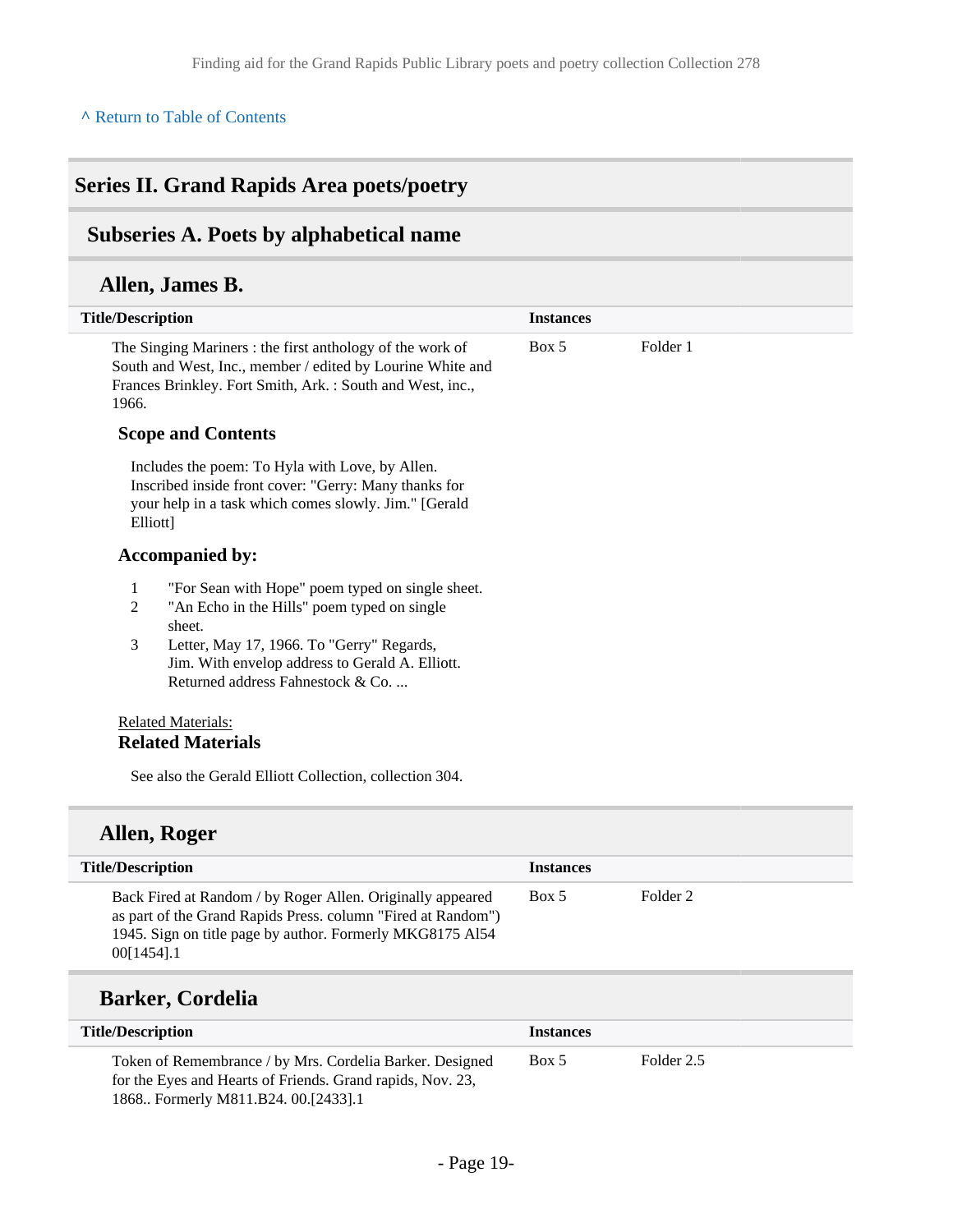^ Return to Table of Contents

## Series II. Grand Rapids Area poets/poetry

### Subseries A. Poets by alphabetical name

#### Allen, James B.

| Title/Description | Instances | |
|---|---|---|
| The Singing Mariners : the first anthology of the work of South and West, Inc., member / edited by Lourine White and Frances Brinkley. Fort Smith, Ark. : South and West, inc., 1966. | Box 5 | Folder 1 |

**Scope and Contents**

Includes the poem: To Hyla with Love, by Allen. Inscribed inside front cover: "Gerry: Many thanks for your help in a task which comes slowly. Jim." [Gerald Elliott]

**Accompanied by:**

1. "For Sean with Hope" poem typed on single sheet.
2. "An Echo in the Hills" poem typed on single sheet.
3. Letter, May 17, 1966. To "Gerry" Regards, Jim. With envelop address to Gerald A. Elliott. Returned address Fahnestock & Co. ...

Related Materials:

**Related Materials**

See also the Gerald Elliott Collection, collection 304.

#### Allen, Roger

| Title/Description | Instances | |
|---|---|---|
| Back Fired at Random / by Roger Allen. Originally appeared as part of the Grand Rapids Press. column "Fired at Random") 1945. Sign on title page by author. Formerly MKG8175 Al54 00[1454].1 | Box 5 | Folder 2 |

#### Barker, Cordelia

| Title/Description | Instances | |
|---|---|---|
| Token of Remembrance / by Mrs. Cordelia Barker. Designed for the Eyes and Hearts of Friends. Grand rapids, Nov. 23, 1868.. Formerly M811.B24. 00.[2433].1 | Box 5 | Folder 2.5 |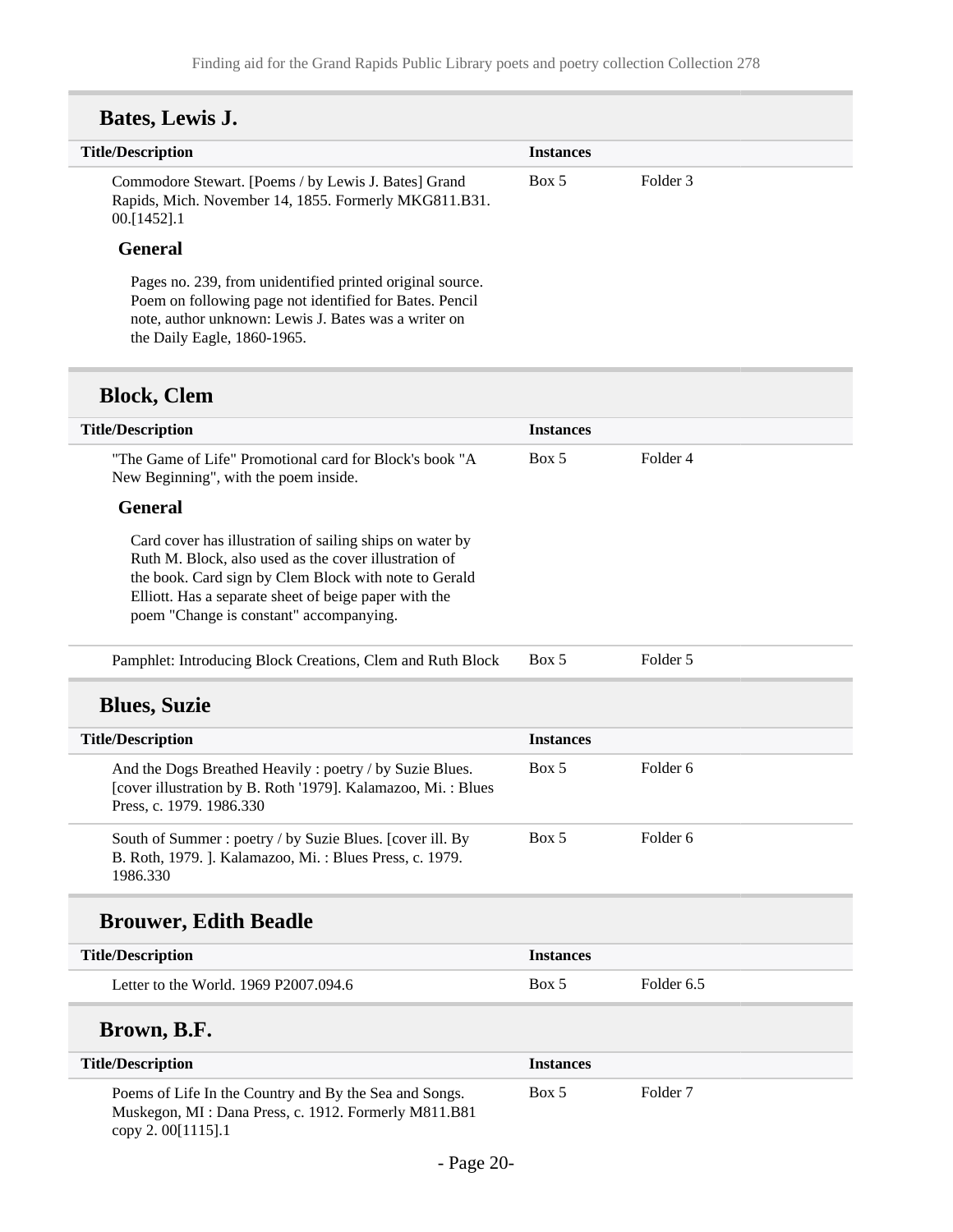## Bates, Lewis J.

| Title/Description | Instances | |
|---|---|---|
| Commodore Stewart. [Poems / by Lewis J. Bates] Grand Rapids, Mich. November 14, 1855. Formerly MKG811.B31. 00.[1452].1 | Box 5 | Folder 3 |

**General**

Pages no. 239, from unidentified printed original source. Poem on following page not identified for Bates. Pencil note, author unknown: Lewis J. Bates was a writer on the Daily Eagle, 1860-1965.

## Block, Clem

| Title/Description | Instances | |
|---|---|---|
| "The Game of Life" Promotional card for Block's book "A New Beginning", with the poem inside. | Box 5 | Folder 4 |

**General**

Card cover has illustration of sailing ships on water by Ruth M. Block, also used as the cover illustration of the book. Card sign by Clem Block with note to Gerald Elliott. Has a separate sheet of beige paper with the poem "Change is constant" accompanying.

| Title/Description | Instances | |
|---|---|---|
| Pamphlet: Introducing Block Creations, Clem and Ruth Block | Box 5 | Folder 5 |

## Blues, Suzie

| Title/Description | Instances | |
|---|---|---|
| And the Dogs Breathed Heavily : poetry / by Suzie Blues. [cover illustration by B. Roth '1979]. Kalamazoo, Mi. : Blues Press, c. 1979. 1986.330 | Box 5 | Folder 6 |
| South of Summer : poetry / by Suzie Blues. [cover ill. By B. Roth, 1979. ]. Kalamazoo, Mi. : Blues Press, c. 1979. 1986.330 | Box 5 | Folder 6 |

## Brouwer, Edith Beadle

| Title/Description | Instances | |
|---|---|---|
| Letter to the World. 1969 P2007.094.6 | Box 5 | Folder 6.5 |

## Brown, B.F.

| Title/Description | Instances | |
|---|---|---|
| Poems of Life In the Country and By the Sea and Songs. Muskegon, MI : Dana Press, c. 1912. Formerly M811.B81 copy 2. 00[1115].1 | Box 5 | Folder 7 |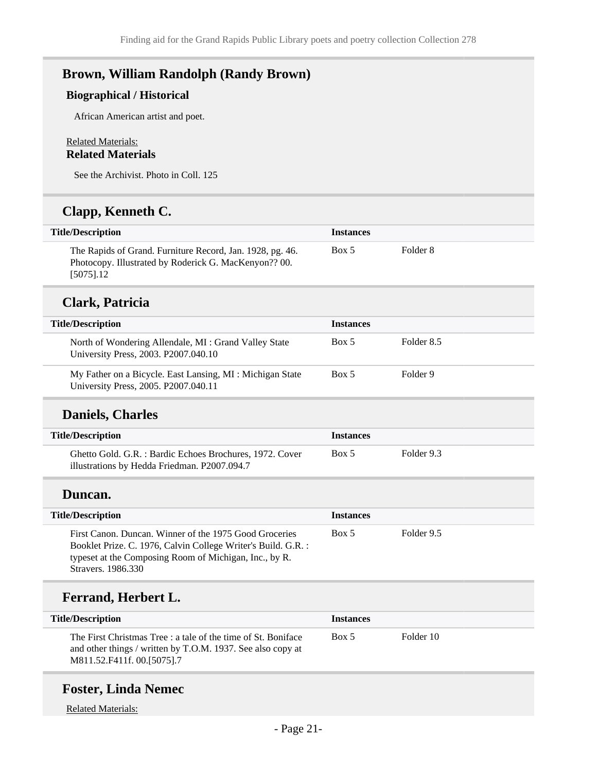## Brown, William Randolph (Randy Brown)

### Biographical / Historical

African American artist and poet.

Related Materials:

### Related Materials

See the Archivist. Photo in Coll. 125

## Clapp, Kenneth C.

| Title/Description | Instances | |
|---|---|---|
| The Rapids of Grand. Furniture Record, Jan. 1928, pg. 46. Photocopy. Illustrated by Roderick G. MacKenyon?? 00.[5075].12 | Box 5 | Folder 8 |

## Clark, Patricia

| Title/Description | Instances | |
|---|---|---|
| North of Wondering Allendale, MI : Grand Valley State University Press, 2003. P2007.040.10 | Box 5 | Folder 8.5 |
| My Father on a Bicycle. East Lansing, MI : Michigan State University Press, 2005. P2007.040.11 | Box 5 | Folder 9 |

## Daniels, Charles

| Title/Description | Instances | |
|---|---|---|
| Ghetto Gold. G.R. : Bardic Echoes Brochures, 1972. Cover illustrations by Hedda Friedman. P2007.094.7 | Box 5 | Folder 9.3 |

## Duncan.

| Title/Description | Instances | |
|---|---|---|
| First Canon. Duncan. Winner of the 1975 Good Groceries Booklet Prize. C. 1976, Calvin College Writer's Build. G.R. : typeset at the Composing Room of Michigan, Inc., by R. Stravers. 1986.330 | Box 5 | Folder 9.5 |

## Ferrand, Herbert L.

| Title/Description | Instances | |
|---|---|---|
| The First Christmas Tree : a tale of the time of St. Boniface and other things / written by T.O.M. 1937. See also copy at M811.52.F411f. 00.[5075].7 | Box 5 | Folder 10 |

## Foster, Linda Nemec

Related Materials: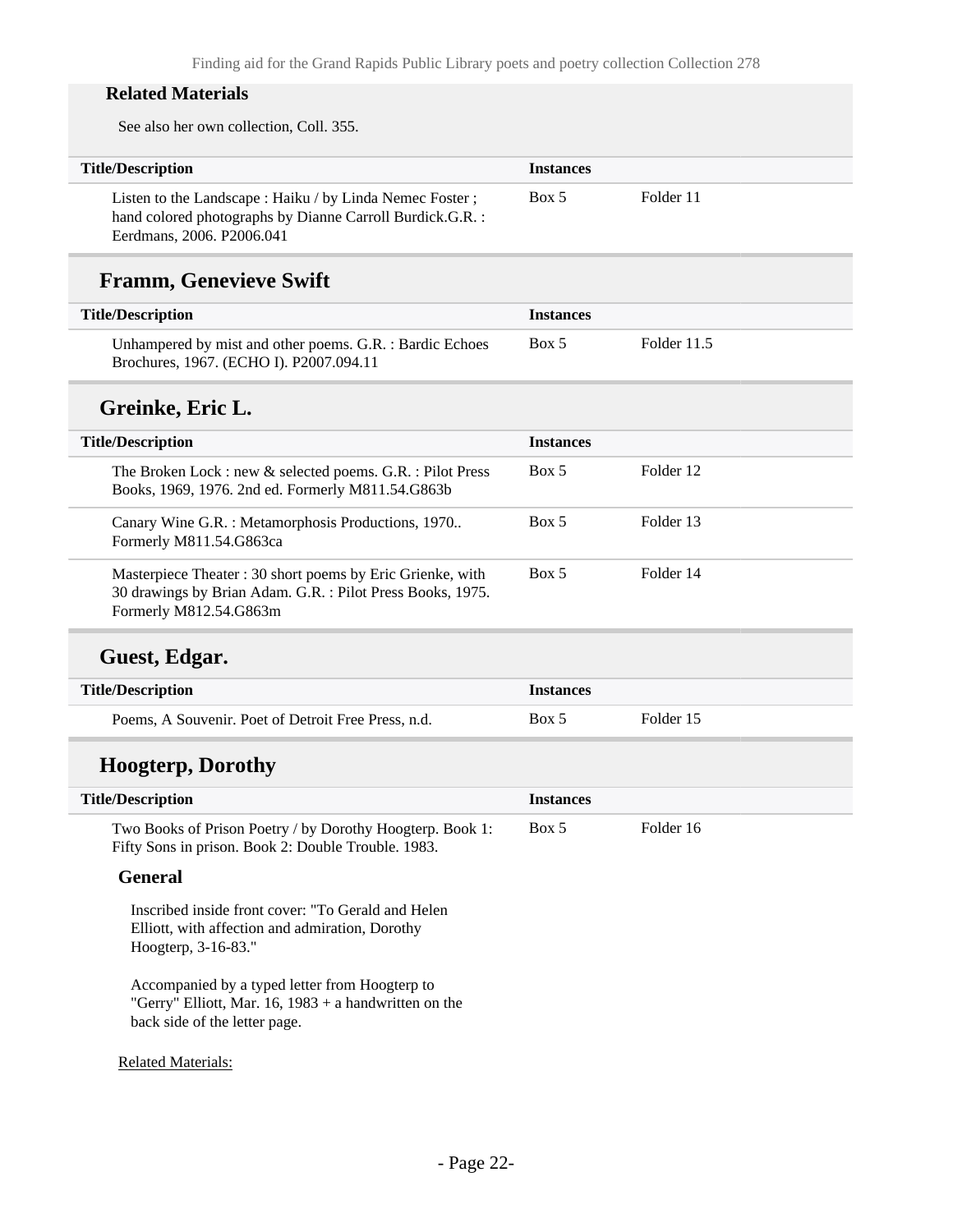#### Related Materials

See also her own collection, Coll. 355.

| Title/Description | Instances | |
|---|---|---|
| Listen to the Landscape : Haiku / by Linda Nemec Foster ; hand colored photographs by Dianne Carroll Burdick.G.R. : Eerdmans, 2006. P2006.041 | Box 5 | Folder 11 |

### Framm, Genevieve Swift

| Title/Description | Instances | |
|---|---|---|
| Unhampered by mist and other poems. G.R. : Bardic Echoes Brochures, 1967. (ECHO I). P2007.094.11 | Box 5 | Folder 11.5 |

### Greinke, Eric L.

| Title/Description | Instances | |
|---|---|---|
| The Broken Lock : new & selected poems. G.R. : Pilot Press Books, 1969, 1976. 2nd ed. Formerly M811.54.G863b | Box 5 | Folder 12 |
| Canary Wine G.R. : Metamorphosis Productions, 1970.. Formerly M811.54.G863ca | Box 5 | Folder 13 |
| Masterpiece Theater : 30 short poems by Eric Grienke, with 30 drawings by Brian Adam. G.R. : Pilot Press Books, 1975. Formerly M812.54.G863m | Box 5 | Folder 14 |

### Guest, Edgar.

| Title/Description | Instances | |
|---|---|---|
| Poems, A Souvenir. Poet of Detroit Free Press, n.d. | Box 5 | Folder 15 |

### Hoogterp, Dorothy

| Title/Description | Instances | |
|---|---|---|
| Two Books of Prison Poetry / by Dorothy Hoogterp. Book 1: Fifty Sons in prison. Book 2: Double Trouble. 1983. | Box 5 | Folder 16 |

#### General

Inscribed inside front cover: "To Gerald and Helen Elliott, with affection and admiration, Dorothy Hoogterp, 3-16-83."

Accompanied by a typed letter from Hoogterp to "Gerry" Elliott, Mar. 16, 1983 + a handwritten on the back side of the letter page.

Related Materials: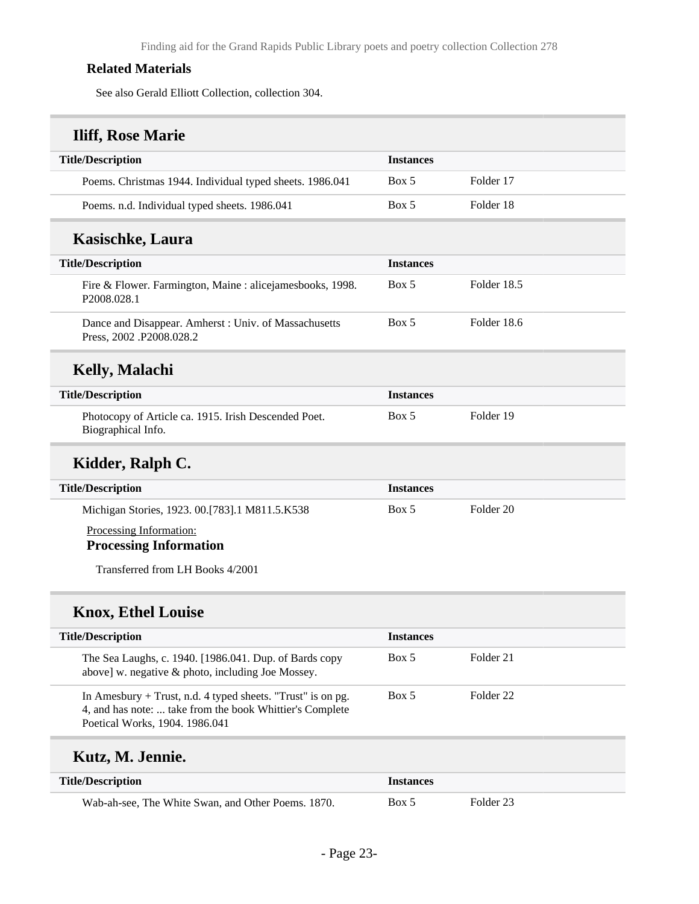### Related Materials

See also Gerald Elliott Collection, collection 304.

## Iliff, Rose Marie

| Title/Description | Instances | |
|---|---|---|
| Poems. Christmas 1944. Individual typed sheets. 1986.041 | Box 5 | Folder 17 |
| Poems. n.d. Individual typed sheets. 1986.041 | Box 5 | Folder 18 |

## Kasischke, Laura

| Title/Description | Instances | |
|---|---|---|
| Fire & Flower. Farmington, Maine : alicejamesbooks, 1998. P2008.028.1 | Box 5 | Folder 18.5 |
| Dance and Disappear. Amherst : Univ. of Massachusetts Press, 2002 .P2008.028.2 | Box 5 | Folder 18.6 |

## Kelly, Malachi

| Title/Description | Instances | |
|---|---|---|
| Photocopy of Article ca. 1915. Irish Descended Poet. Biographical Info. | Box 5 | Folder 19 |

## Kidder, Ralph C.

| Title/Description | Instances | |
|---|---|---|
| Michigan Stories, 1923. 00.[783].1 M811.5.K538 | Box 5 | Folder 20 |

Processing Information:

**Processing Information**

Transferred from LH Books 4/2001

## Knox, Ethel Louise

| Title/Description | Instances | |
|---|---|---|
| The Sea Laughs, c. 1940. [1986.041. Dup. of Bards copy above] w. negative & photo, including Joe Mossey. | Box 5 | Folder 21 |
| In Amesbury + Trust, n.d. 4 typed sheets. "Trust" is on pg. 4, and has note: ... take from the book Whittier's Complete Poetical Works, 1904. 1986.041 | Box 5 | Folder 22 |

## Kutz, M. Jennie.

| Title/Description | Instances | |
|---|---|---|
| Wab-ah-see, The White Swan, and Other Poems. 1870. | Box 5 | Folder 23 |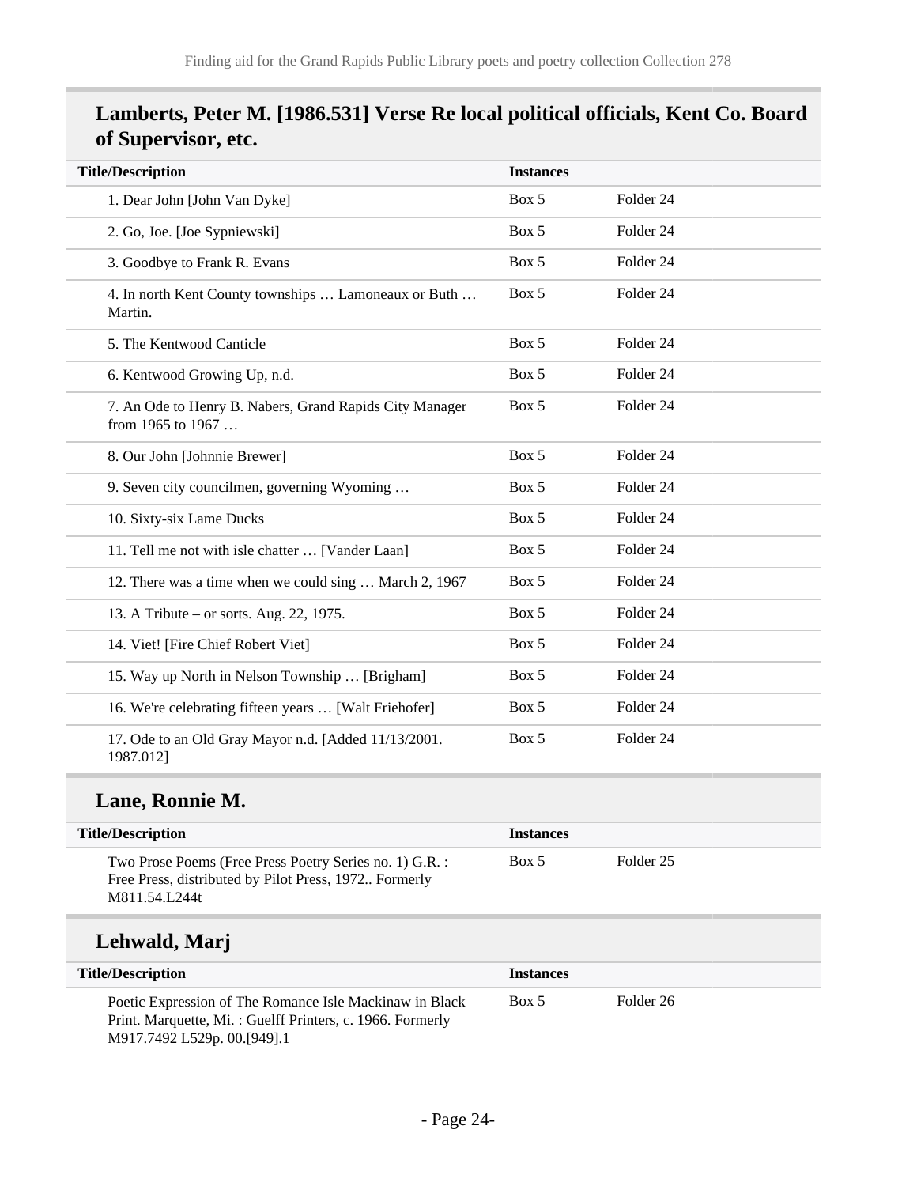## Lamberts, Peter M. [1986.531] Verse Re local political officials, Kent Co. Board of Supervisor, etc.

| Title/Description | Instances | |
|---|---|---|
| 1. Dear John [John Van Dyke] | Box 5 | Folder 24 |
| 2. Go, Joe. [Joe Sypniewski] | Box 5 | Folder 24 |
| 3. Goodbye to Frank R. Evans | Box 5 | Folder 24 |
| 4. In north Kent County townships … Lamoneaux or Buth … Martin. | Box 5 | Folder 24 |
| 5. The Kentwood Canticle | Box 5 | Folder 24 |
| 6. Kentwood Growing Up, n.d. | Box 5 | Folder 24 |
| 7. An Ode to Henry B. Nabers, Grand Rapids City Manager from 1965 to 1967 … | Box 5 | Folder 24 |
| 8. Our John [Johnnie Brewer] | Box 5 | Folder 24 |
| 9. Seven city councilmen, governing Wyoming … | Box 5 | Folder 24 |
| 10. Sixty-six Lame Ducks | Box 5 | Folder 24 |
| 11. Tell me not with isle chatter … [Vander Laan] | Box 5 | Folder 24 |
| 12. There was a time when we could sing … March 2, 1967 | Box 5 | Folder 24 |
| 13. A Tribute – or sorts. Aug. 22, 1975. | Box 5 | Folder 24 |
| 14. Viet! [Fire Chief Robert Viet] | Box 5 | Folder 24 |
| 15. Way up North in Nelson Township … [Brigham] | Box 5 | Folder 24 |
| 16. We're celebrating fifteen years … [Walt Friehofer] | Box 5 | Folder 24 |
| 17. Ode to an Old Gray Mayor n.d. [Added 11/13/2001. 1987.012] | Box 5 | Folder 24 |

## Lane, Ronnie M.

| Title/Description | Instances | |
|---|---|---|
| Two Prose Poems (Free Press Poetry Series no. 1) G.R. : Free Press, distributed by Pilot Press, 1972.. Formerly M811.54.L244t | Box 5 | Folder 25 |

## Lehwald, Marj

| Title/Description | Instances | |
|---|---|---|
| Poetic Expression of The Romance Isle Mackinaw in Black Print. Marquette, Mi. : Guelff Printers, c. 1966. Formerly M917.7492 L529p. 00.[949].1 | Box 5 | Folder 26 |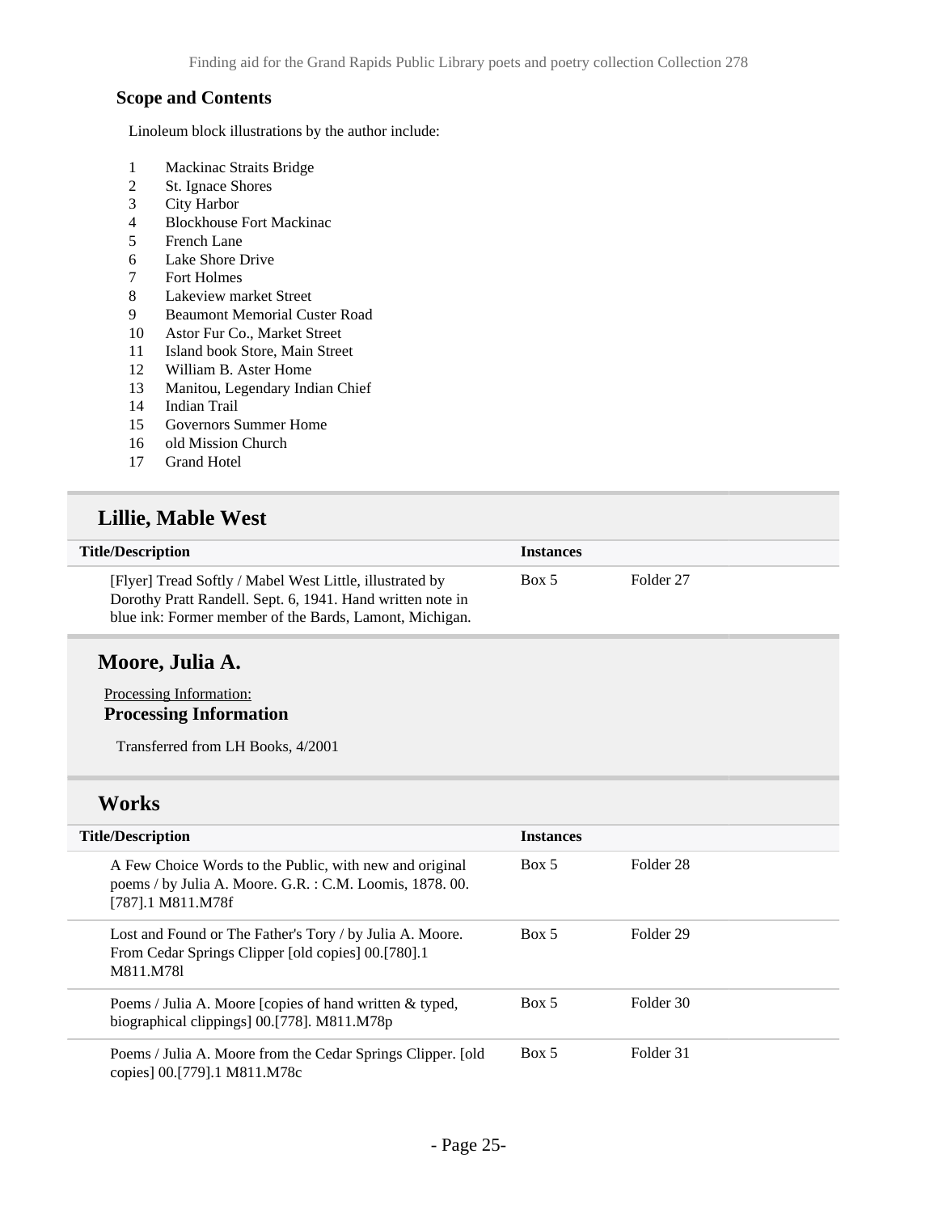### Scope and Contents

Linoleum block illustrations by the author include:

1 Mackinac Straits Bridge
2 St. Ignace Shores
3 City Harbor
4 Blockhouse Fort Mackinac
5 French Lane
6 Lake Shore Drive
7 Fort Holmes
8 Lakeview market Street
9 Beaumont Memorial Custer Road
10 Astor Fur Co., Market Street
11 Island book Store, Main Street
12 William B. Aster Home
13 Manitou, Legendary Indian Chief
14 Indian Trail
15 Governors Summer Home
16 old Mission Church
17 Grand Hotel

## Lillie, Mable West

| Title/Description | Instances | |
|---|---|---|
| [Flyer] Tread Softly / Mabel West Little, illustrated by Dorothy Pratt Randell. Sept. 6, 1941. Hand written note in blue ink: Former member of the Bards, Lamont, Michigan. | Box 5 | Folder 27 |

## Moore, Julia A.

Processing Information:

**Processing Information**

Transferred from LH Books, 4/2001

## Works

| Title/Description | Instances | |
|---|---|---|
| A Few Choice Words to the Public, with new and original poems / by Julia A. Moore. G.R. : C.M. Loomis, 1878. 00.[787].1 M811.M78f | Box 5 | Folder 28 |
| Lost and Found or The Father's Tory / by Julia A. Moore. From Cedar Springs Clipper [old copies] 00.[780].1 M811.M78l | Box 5 | Folder 29 |
| Poems / Julia A. Moore [copies of hand written & typed, biographical clippings] 00.[778]. M811.M78p | Box 5 | Folder 30 |
| Poems / Julia A. Moore from the Cedar Springs Clipper. [old copies] 00.[779].1 M811.M78c | Box 5 | Folder 31 |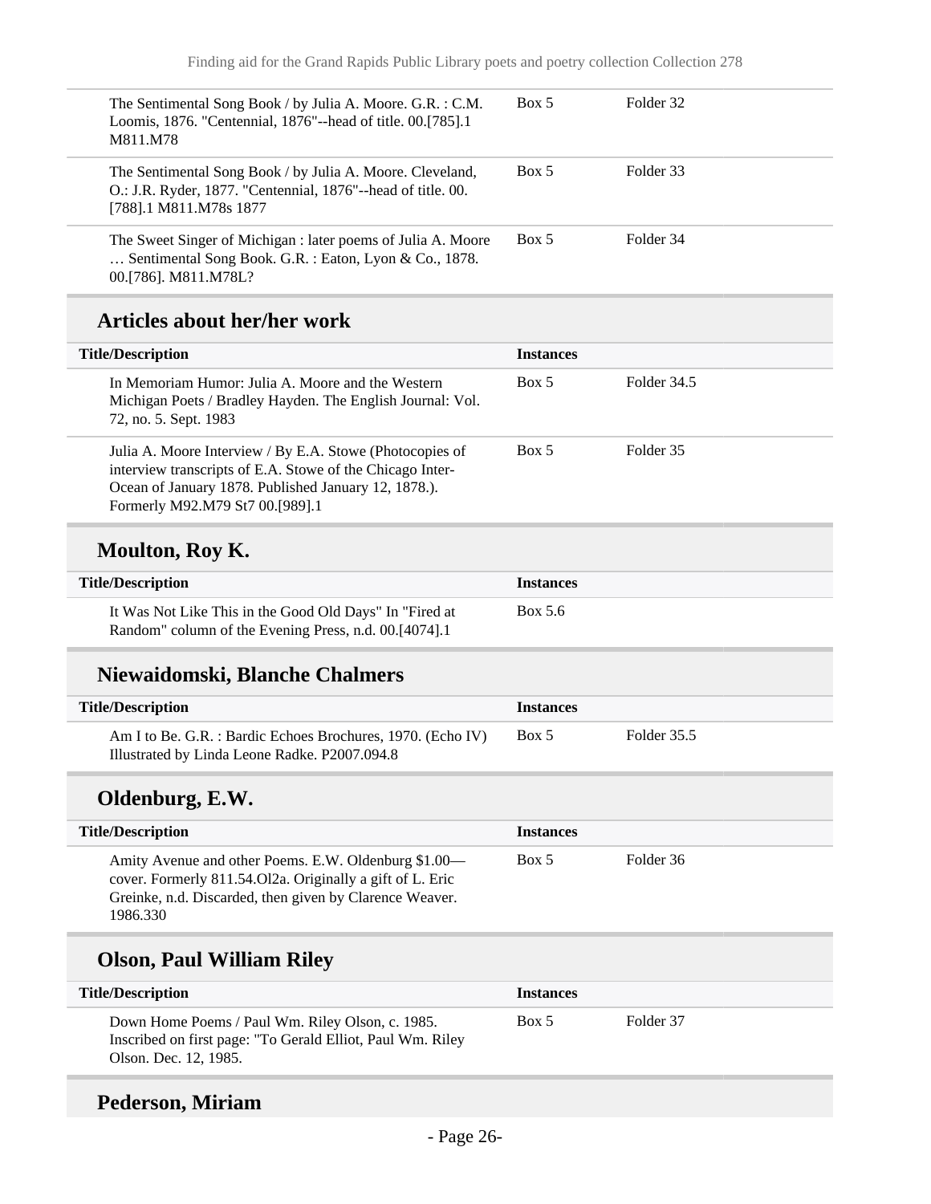| Title/Description | Instances | |
|---|---|---|
| The Sentimental Song Book / by Julia A. Moore. G.R. : C.M. Loomis, 1876. "Centennial, 1876"--head of title. 00.[785].1 M811.M78 | Box 5 | Folder 32 |
| The Sentimental Song Book / by Julia A. Moore. Cleveland, O.: J.R. Ryder, 1877. "Centennial, 1876"--head of title. 00.[788].1 M811.M78s 1877 | Box 5 | Folder 33 |
| The Sweet Singer of Michigan : later poems of Julia A. Moore … Sentimental Song Book. G.R. : Eaton, Lyon & Co., 1878. 00.[786]. M811.M78L? | Box 5 | Folder 34 |

## Articles about her/her work

| Title/Description | Instances | |
|---|---|---|
| In Memoriam Humor: Julia A. Moore and the Western Michigan Poets / Bradley Hayden. The English Journal: Vol. 72, no. 5. Sept. 1983 | Box 5 | Folder 34.5 |
| Julia A. Moore Interview / By E.A. Stowe (Photocopies of interview transcripts of E.A. Stowe of the Chicago Inter-Ocean of January 1878. Published January 12, 1878.). Formerly M92.M79 St7 00.[989].1 | Box 5 | Folder 35 |

## Moulton, Roy K.

| Title/Description | Instances |
|---|---|
| It Was Not Like This in the Good Old Days" In "Fired at Random" column of the Evening Press, n.d. 00.[4074].1 | Box 5.6 |

## Niewaidomski, Blanche Chalmers

| Title/Description | Instances | |
|---|---|---|
| Am I to Be. G.R. : Bardic Echoes Brochures, 1970. (Echo IV) Illustrated by Linda Leone Radke. P2007.094.8 | Box 5 | Folder 35.5 |

## Oldenburg, E.W.

| Title/Description | Instances | |
|---|---|---|
| Amity Avenue and other Poems. E.W. Oldenburg $1.00—cover. Formerly 811.54.Ol2a. Originally a gift of L. Eric Greinke, n.d. Discarded, then given by Clarence Weaver. 1986.330 | Box 5 | Folder 36 |

## Olson, Paul William Riley

| Title/Description | Instances | |
|---|---|---|
| Down Home Poems / Paul Wm. Riley Olson, c. 1985. Inscribed on first page: "To Gerald Elliot, Paul Wm. Riley Olson. Dec. 12, 1985. | Box 5 | Folder 37 |

## Pederson, Miriam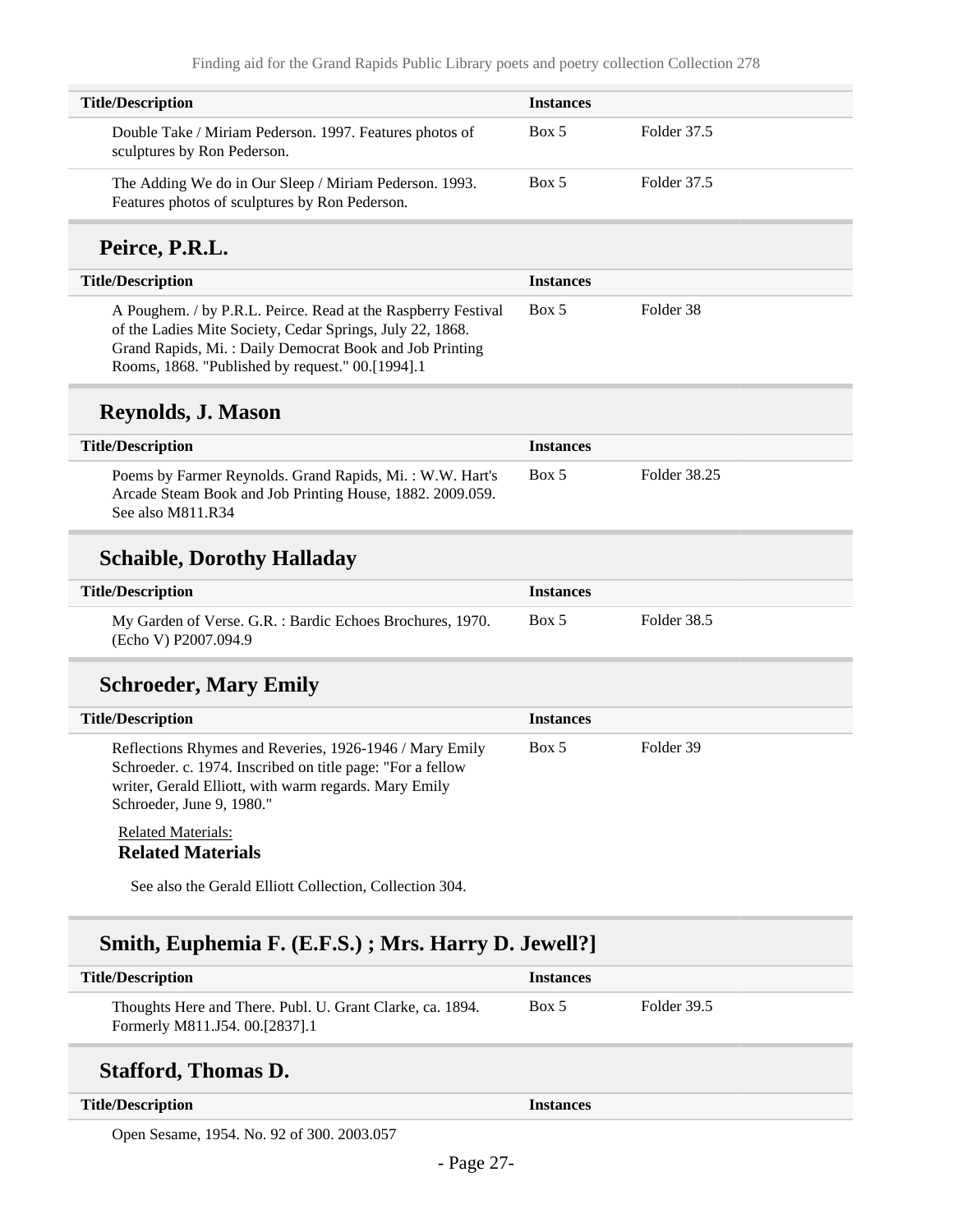| Title/Description | Instances | |
| --- | --- | --- |
| Double Take / Miriam Pederson. 1997. Features photos of sculptures by Ron Pederson. | Box 5 | Folder 37.5 |
| The Adding We do in Our Sleep / Miriam Pederson. 1993. Features photos of sculptures by Ron Pederson. | Box 5 | Folder 37.5 |

## Peirce, P.R.L.

| Title/Description | Instances | |
| --- | --- | --- |
| A Poughem. / by P.R.L. Peirce. Read at the Raspberry Festival of the Ladies Mite Society, Cedar Springs, July 22, 1868. Grand Rapids, Mi. : Daily Democrat Book and Job Printing Rooms, 1868. "Published by request." 00.[1994].1 | Box 5 | Folder 38 |

## Reynolds, J. Mason

| Title/Description | Instances | |
| --- | --- | --- |
| Poems by Farmer Reynolds. Grand Rapids, Mi. : W.W. Hart's Arcade Steam Book and Job Printing House, 1882. 2009.059. See also M811.R34 | Box 5 | Folder 38.25 |

## Schaible, Dorothy Halladay

| Title/Description | Instances | |
| --- | --- | --- |
| My Garden of Verse. G.R. : Bardic Echoes Brochures, 1970. (Echo V) P2007.094.9 | Box 5 | Folder 38.5 |

## Schroeder, Mary Emily

| Title/Description | Instances | |
| --- | --- | --- |
| Reflections Rhymes and Reveries, 1926-1946 / Mary Emily Schroeder. c. 1974. Inscribed on title page: "For a fellow writer, Gerald Elliott, with warm regards. Mary Emily Schroeder, June 9, 1980." | Box 5 | Folder 39 |

Related Materials:

**Related Materials**

See also the Gerald Elliott Collection, Collection 304.

## Smith, Euphemia F. (E.F.S.) ; Mrs. Harry D. Jewell?]

| Title/Description | Instances | |
| --- | --- | --- |
| Thoughts Here and There. Publ. U. Grant Clarke, ca. 1894. Formerly M811.J54. 00.[2837].1 | Box 5 | Folder 39.5 |

## Stafford, Thomas D.

| Title/Description | Instances | |
| --- | --- | --- |
| Open Sesame, 1954. No. 92 of 300. 2003.057 | | |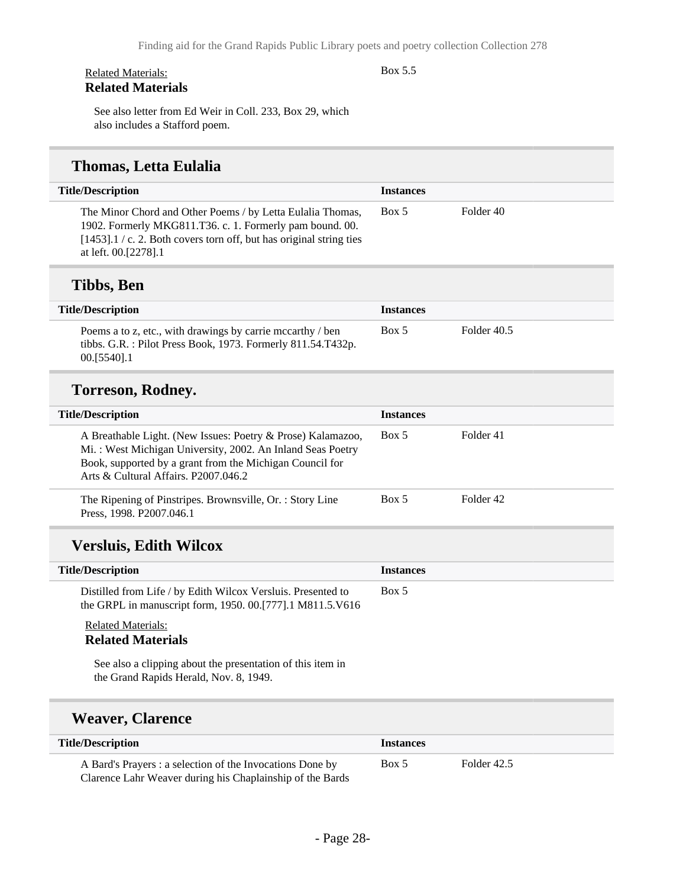Related Materials:
**Related Materials**

Box 5.5

See also letter from Ed Weir in Coll. 233, Box 29, which also includes a Stafford poem.

## Thomas, Letta Eulalia

| Title/Description | Instances | |
|---|---|---|
| The Minor Chord and Other Poems / by Letta Eulalia Thomas, 1902. Formerly MKG811.T36. c. 1. Formerly pam bound. 00.[1453].1 / c. 2. Both covers torn off, but has original string ties at left. 00.[2278].1 | Box 5 | Folder 40 |

## Tibbs, Ben

| Title/Description | Instances | |
|---|---|---|
| Poems a to z, etc., with drawings by carrie mccarthy / ben tibbs. G.R. : Pilot Press Book, 1973. Formerly 811.54.T432p. 00.[5540].1 | Box 5 | Folder 40.5 |

## Torreson, Rodney.

| Title/Description | Instances | |
|---|---|---|
| A Breathable Light. (New Issues: Poetry & Prose) Kalamazoo, Mi. : West Michigan University, 2002. An Inland Seas Poetry Book, supported by a grant from the Michigan Council for Arts & Cultural Affairs. P2007.046.2 | Box 5 | Folder 41 |
| The Ripening of Pinstripes. Brownsville, Or. : Story Line Press, 1998. P2007.046.1 | Box 5 | Folder 42 |

## Versluis, Edith Wilcox

| Title/Description | Instances | |
|---|---|---|
| Distilled from Life / by Edith Wilcox Versluis. Presented to the GRPL in manuscript form, 1950. 00.[777].1 M811.5.V616 | Box 5 | |

Related Materials:
**Related Materials**

See also a clipping about the presentation of this item in the Grand Rapids Herald, Nov. 8, 1949.

## Weaver, Clarence

| Title/Description | Instances | |
|---|---|---|
| A Bard's Prayers : a selection of the Invocations Done by Clarence Lahr Weaver during his Chaplainship of the Bards | Box 5 | Folder 42.5 |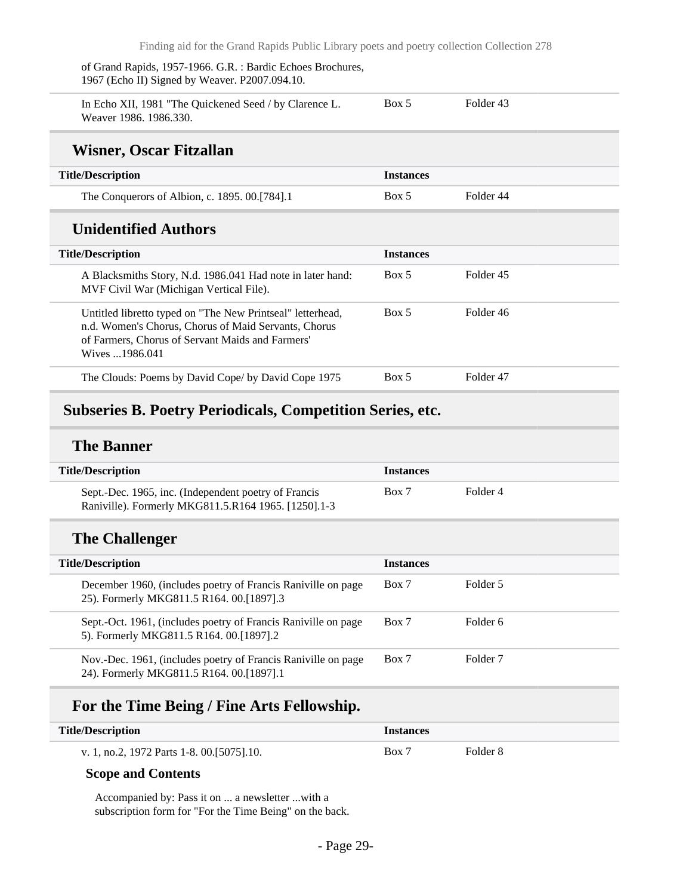| | | |
|---|---|---|
| of Grand Rapids, 1957-1966. G.R. : Bardic Echoes Brochures, 1967 (Echo II) Signed by Weaver. P2007.094.10. | | |
| In Echo XII, 1981 "The Quickened Seed / by Clarence L. Weaver 1986. 1986.330. | Box 5 | Folder 43 |

### Wisner, Oscar Fitzallan

| Title/Description | Instances | |
|---|---|---|
| The Conquerors of Albion, c. 1895. 00.[784].1 | Box 5 | Folder 44 |

### Unidentified Authors

| Title/Description | Instances | |
|---|---|---|
| A Blacksmiths Story, N.d. 1986.041 Had note in later hand: MVF Civil War (Michigan Vertical File). | Box 5 | Folder 45 |
| Untitled libretto typed on "The New Printseal" letterhead, n.d. Women's Chorus, Chorus of Maid Servants, Chorus of Farmers, Chorus of Servant Maids and Farmers' Wives ...1986.041 | Box 5 | Folder 46 |
| The Clouds: Poems by David Cope/ by David Cope 1975 | Box 5 | Folder 47 |

## Subseries B. Poetry Periodicals, Competition Series, etc.

### The Banner

| Title/Description | Instances | |
|---|---|---|
| Sept.-Dec. 1965, inc. (Independent poetry of Francis Raniville). Formerly MKG811.5.R164 1965. [1250].1-3 | Box 7 | Folder 4 |

### The Challenger

| Title/Description | Instances | |
|---|---|---|
| December 1960, (includes poetry of Francis Raniville on page 25). Formerly MKG811.5 R164. 00.[1897].3 | Box 7 | Folder 5 |
| Sept.-Oct. 1961, (includes poetry of Francis Raniville on page 5). Formerly MKG811.5 R164. 00.[1897].2 | Box 7 | Folder 6 |
| Nov.-Dec. 1961, (includes poetry of Francis Raniville on page 24). Formerly MKG811.5 R164. 00.[1897].1 | Box 7 | Folder 7 |

### For the Time Being / Fine Arts Fellowship.

| Title/Description | Instances | |
|---|---|---|
| v. 1, no.2, 1972 Parts 1-8. 00.[5075].10. | Box 7 | Folder 8 |

**Scope and Contents**

Accompanied by: Pass it on ... a newsletter ...with a subscription form for "For the Time Being" on the back.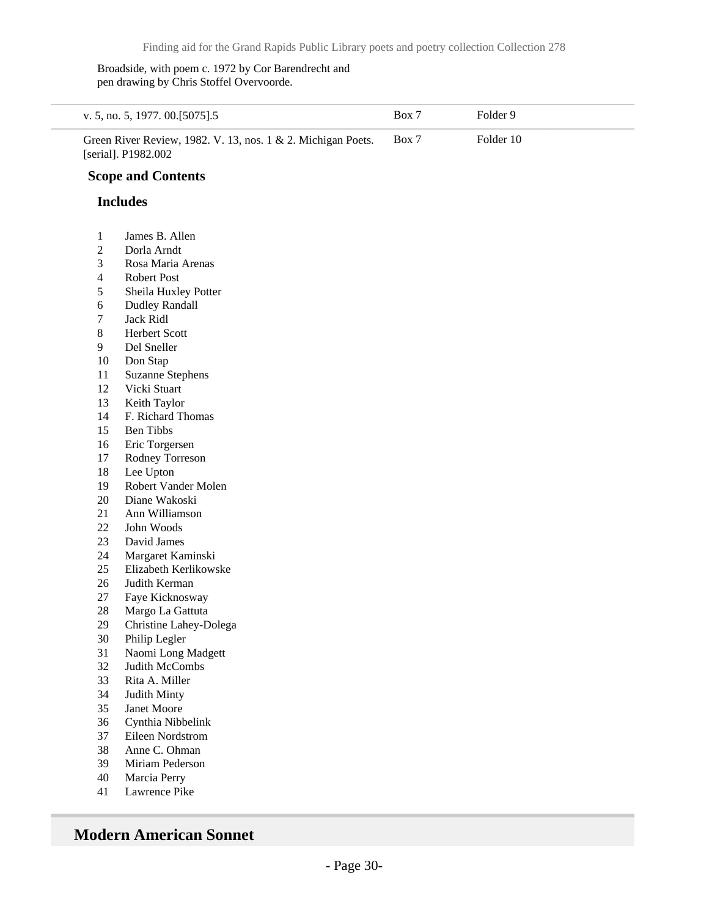Broadside, with poem c. 1972 by Cor Barendrecht and pen drawing by Chris Stoffel Overvoorde.

| | | |
|---|---|---|
| v. 5, no. 5, 1977. 00.[5075].5 | Box 7 | Folder 9 |
| Green River Review, 1982. V. 13, nos. 1 & 2. Michigan Poets. [serial]. P1982.002 | Box 7 | Folder 10 |

**Scope and Contents**

**Includes**

1. James B. Allen
2. Dorla Arndt
3. Rosa Maria Arenas
4. Robert Post
5. Sheila Huxley Potter
6. Dudley Randall
7. Jack Ridl
8. Herbert Scott
9. Del Sneller
10. Don Stap
11. Suzanne Stephens
12. Vicki Stuart
13. Keith Taylor
14. F. Richard Thomas
15. Ben Tibbs
16. Eric Torgersen
17. Rodney Torreson
18. Lee Upton
19. Robert Vander Molen
20. Diane Wakoski
21. Ann Williamson
22. John Woods
23. David James
24. Margaret Kaminski
25. Elizabeth Kerlikowske
26. Judith Kerman
27. Faye Kicknosway
28. Margo La Gattuta
29. Christine Lahey-Dolega
30. Philip Legler
31. Naomi Long Madgett
32. Judith McCombs
33. Rita A. Miller
34. Judith Minty
35. Janet Moore
36. Cynthia Nibbelink
37. Eileen Nordstrom
38. Anne C. Ohman
39. Miriam Pederson
40. Marcia Perry
41. Lawrence Pike

## Modern American Sonnet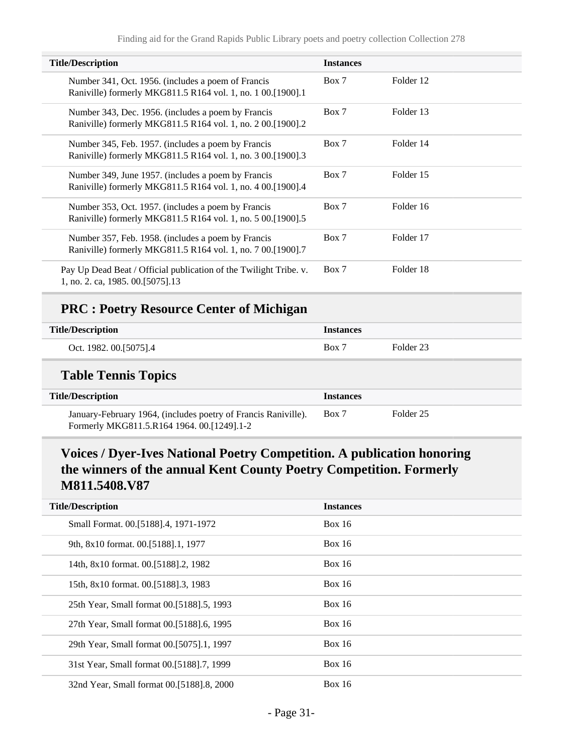| Title/Description | Instances | |
|---|---|---|
| Number 341, Oct. 1956. (includes a poem of Francis Raniville) formerly MKG811.5 R164 vol. 1, no. 1 00.[1900].1 | Box 7 | Folder 12 |
| Number 343, Dec. 1956. (includes a poem by Francis Raniville) formerly MKG811.5 R164 vol. 1, no. 2 00.[1900].2 | Box 7 | Folder 13 |
| Number 345, Feb. 1957. (includes a poem by Francis Raniville) formerly MKG811.5 R164 vol. 1, no. 3 00.[1900].3 | Box 7 | Folder 14 |
| Number 349, June 1957. (includes a poem by Francis Raniville) formerly MKG811.5 R164 vol. 1, no. 4 00.[1900].4 | Box 7 | Folder 15 |
| Number 353, Oct. 1957. (includes a poem by Francis Raniville) formerly MKG811.5 R164 vol. 1, no. 5 00.[1900].5 | Box 7 | Folder 16 |
| Number 357, Feb. 1958. (includes a poem by Francis Raniville) formerly MKG811.5 R164 vol. 1, no. 7 00.[1900].7 | Box 7 | Folder 17 |
| Pay Up Dead Beat / Official publication of the Twilight Tribe. v. 1, no. 2. ca, 1985. 00.[5075].13 | Box 7 | Folder 18 |

## PRC : Poetry Resource Center of Michigan

| Title/Description | Instances | |
|---|---|---|
| Oct. 1982. 00.[5075].4 | Box 7 | Folder 23 |

## Table Tennis Topics

| Title/Description | Instances | |
|---|---|---|
| January-February 1964, (includes poetry of Francis Raniville). Formerly MKG811.5.R164 1964. 00.[1249].1-2 | Box 7 | Folder 25 |

## Voices / Dyer-Ives National Poetry Competition. A publication honoring the winners of the annual Kent County Poetry Competition. Formerly M811.5408.V87

| Title/Description | Instances |
|---|---|
| Small Format. 00.[5188].4, 1971-1972 | Box 16 |
| 9th, 8x10 format. 00.[5188].1, 1977 | Box 16 |
| 14th, 8x10 format. 00.[5188].2, 1982 | Box 16 |
| 15th, 8x10 format. 00.[5188].3, 1983 | Box 16 |
| 25th Year, Small format 00.[5188].5, 1993 | Box 16 |
| 27th Year, Small format 00.[5188].6, 1995 | Box 16 |
| 29th Year, Small format 00.[5075].1, 1997 | Box 16 |
| 31st Year, Small format 00.[5188].7, 1999 | Box 16 |
| 32nd Year, Small format 00.[5188].8, 2000 | Box 16 |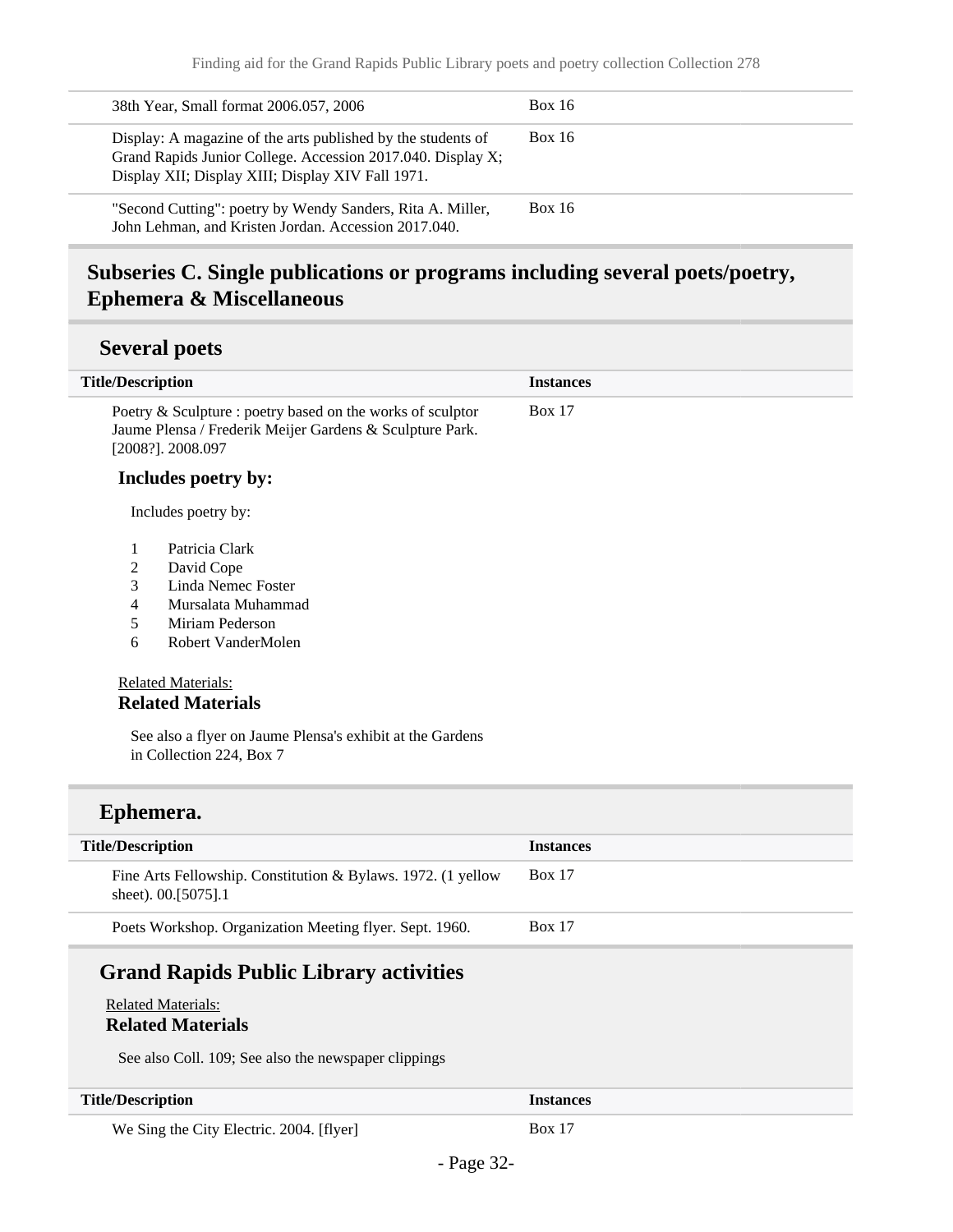| | |
|---|---|
| 38th Year, Small format 2006.057, 2006 | Box 16 |
| Display: A magazine of the arts published by the students of Grand Rapids Junior College. Accession 2017.040. Display X; Display XII; Display XIII; Display XIV Fall 1971. | Box 16 |
| "Second Cutting": poetry by Wendy Sanders, Rita A. Miller, John Lehman, and Kristen Jordan. Accession 2017.040. | Box 16 |

## Subseries C. Single publications or programs including several poets/poetry, Ephemera & Miscellaneous

### Several poets

| Title/Description | Instances |
|---|---|
| Poetry & Sculpture : poetry based on the works of sculptor Jaume Plensa / Frederik Meijer Gardens & Sculpture Park. [2008?]. 2008.097 | Box 17 |

#### Includes poetry by:

Includes poetry by:

1. Patricia Clark
2. David Cope
3. Linda Nemec Foster
4. Mursalata Muhammad
5. Miriam Pederson
6. Robert VanderMolen

Related Materials:

#### Related Materials

See also a flyer on Jaume Plensa's exhibit at the Gardens in Collection 224, Box 7

### Ephemera.

| Title/Description | Instances |
|---|---|
| Fine Arts Fellowship. Constitution & Bylaws. 1972. (1 yellow sheet). 00.[5075].1 | Box 17 |
| Poets Workshop. Organization Meeting flyer. Sept. 1960. | Box 17 |

### Grand Rapids Public Library activities

Related Materials:

#### Related Materials

See also Coll. 109; See also the newspaper clippings

| Title/Description | Instances |
|---|---|
| We Sing the City Electric. 2004. [flyer] | Box 17 |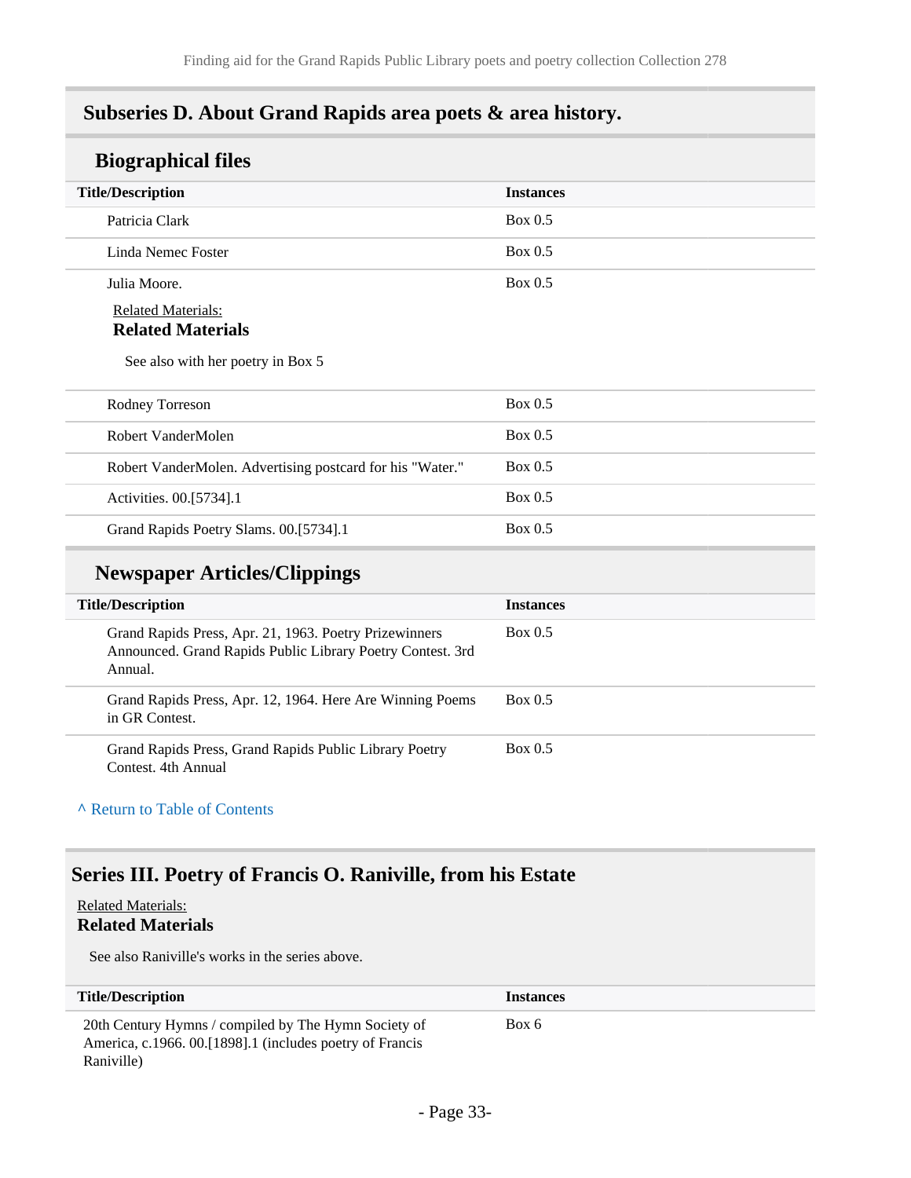## Subseries D. About Grand Rapids area poets & area history.

### Biographical files

| Title/Description | Instances |
|---|---|
| Patricia Clark | Box 0.5 |
| Linda Nemec Foster | Box 0.5 |
| Julia Moore.<br>Related Materials:<br>**Related Materials**<br>See also with her poetry in Box 5 | Box 0.5 |
| Rodney Torreson | Box 0.5 |
| Robert VanderMolen | Box 0.5 |
| Robert VanderMolen. Advertising postcard for his "Water." | Box 0.5 |
| Activities. 00.[5734].1 | Box 0.5 |
| Grand Rapids Poetry Slams. 00.[5734].1 | Box 0.5 |

### Newspaper Articles/Clippings

| Title/Description | Instances |
|---|---|
| Grand Rapids Press, Apr. 21, 1963. Poetry Prizewinners Announced. Grand Rapids Public Library Poetry Contest. 3rd Annual. | Box 0.5 |
| Grand Rapids Press, Apr. 12, 1964. Here Are Winning Poems in GR Contest. | Box 0.5 |
| Grand Rapids Press, Grand Rapids Public Library Poetry Contest. 4th Annual | Box 0.5 |

^ Return to Table of Contents

## Series III. Poetry of Francis O. Raniville, from his Estate

Related Materials:

**Related Materials**

See also Raniville's works in the series above.

| Title/Description | Instances |
|---|---|
| 20th Century Hymns / compiled by The Hymn Society of America, c.1966. 00.[1898].1 (includes poetry of Francis Raniville) | Box 6 |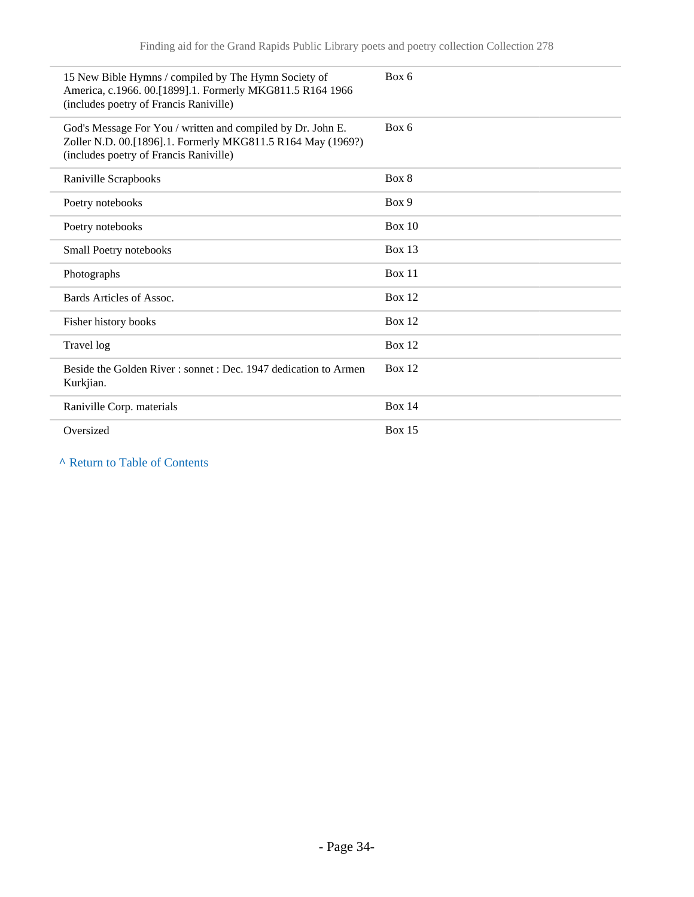| | |
|---|---|
| 15 New Bible Hymns / compiled by The Hymn Society of America, c.1966. 00.[1899].1. Formerly MKG811.5 R164 1966 (includes poetry of Francis Raniville) | Box 6 |
| God's Message For You / written and compiled by Dr. John E. Zoller N.D. 00.[1896].1. Formerly MKG811.5 R164 May (1969?) (includes poetry of Francis Raniville) | Box 6 |
| Raniville Scrapbooks | Box 8 |
| Poetry notebooks | Box 9 |
| Poetry notebooks | Box 10 |
| Small Poetry notebooks | Box 13 |
| Photographs | Box 11 |
| Bards Articles of Assoc. | Box 12 |
| Fisher history books | Box 12 |
| Travel log | Box 12 |
| Beside the Golden River : sonnet : Dec. 1947 dedication to Armen Kurkjian. | Box 12 |
| Raniville Corp. materials | Box 14 |
| Oversized | Box 15 |

^ Return to Table of Contents